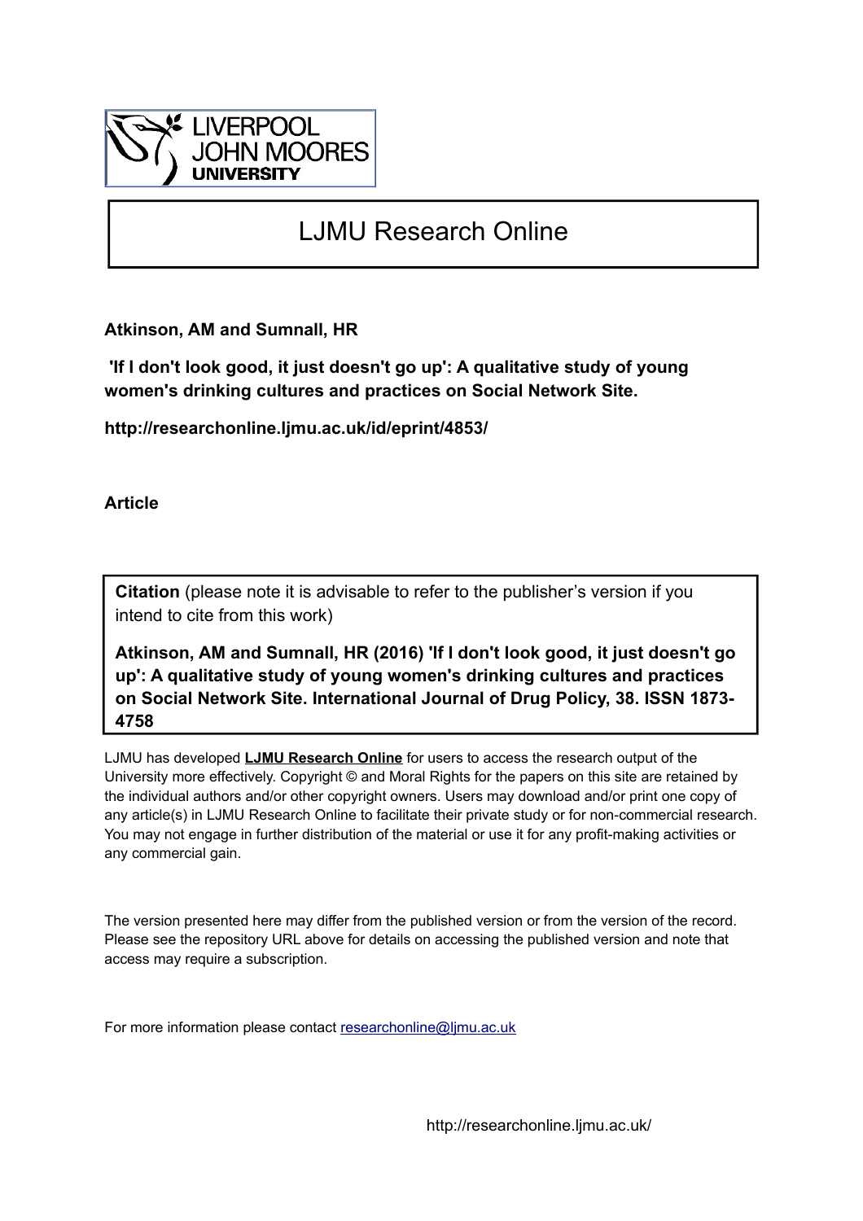LIVERPOOL JOHN MOORES UNIVERSITY

# LJMU Research Online

**Atkinson, AM and Sumnall, HR**

**'If I don't look good, it just doesn't go up': A qualitative study of young women's drinking cultures and practices on Social Network Site.**

**http://researchonline.ljmu.ac.uk/id/eprint/4853/**

**Article**

**Citation** (please note it is advisable to refer to the publisher's version if you intend to cite from this work)

**Atkinson, AM and Sumnall, HR (2016) 'If I don't look good, it just doesn't go up': A qualitative study of young women's drinking cultures and practices on Social Network Site. International Journal of Drug Policy, 38. ISSN 1873-4758**

LJMU has developed **LJMU Research Online** for users to access the research output of the University more effectively. Copyright © and Moral Rights for the papers on this site are retained by the individual authors and/or other copyright owners. Users may download and/or print one copy of any article(s) in LJMU Research Online to facilitate their private study or for non-commercial research. You may not engage in further distribution of the material or use it for any profit-making activities or any commercial gain.

The version presented here may differ from the published version or from the version of the record. Please see the repository URL above for details on accessing the published version and note that access may require a subscription.

For more information please contact researchonline@ljmu.ac.uk

http://researchonline.ljmu.ac.uk/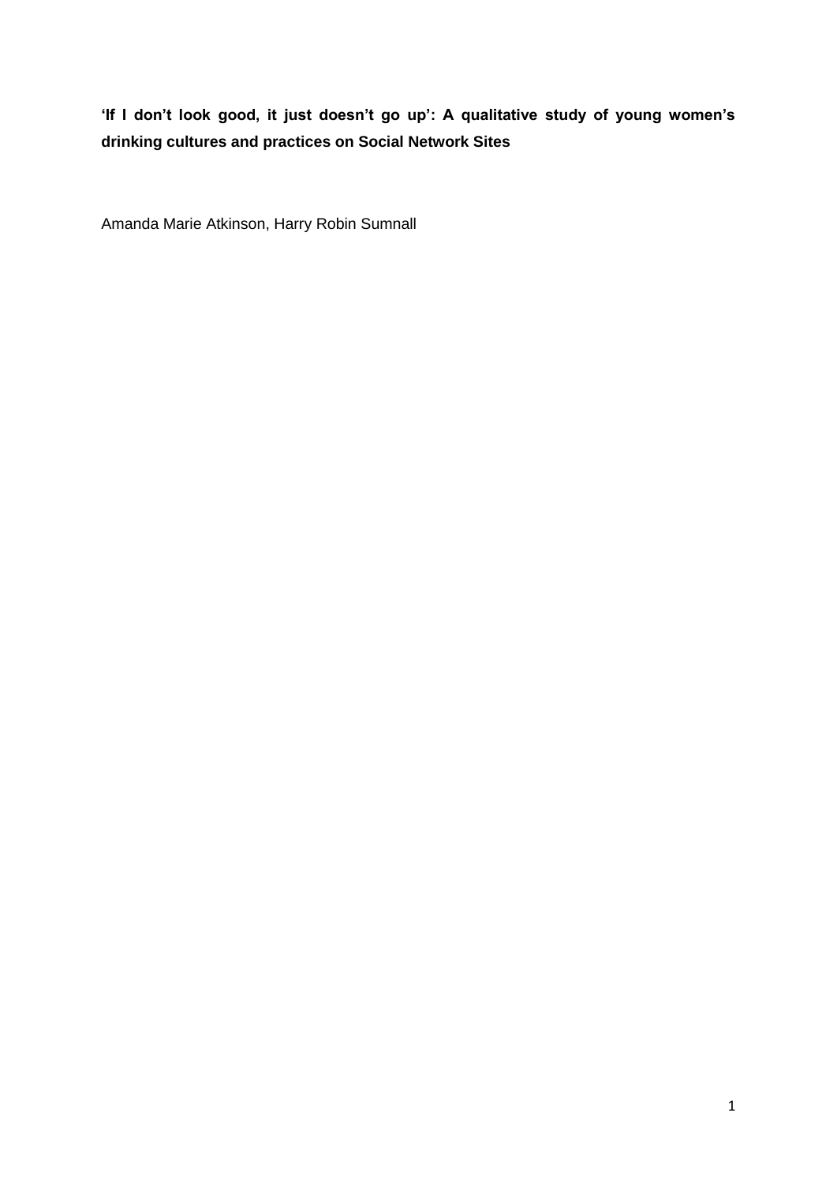**'If I don't look good, it just doesn't go up': A qualitative study of young women's drinking cultures and practices on Social Network Sites**

Amanda Marie Atkinson, Harry Robin Sumnall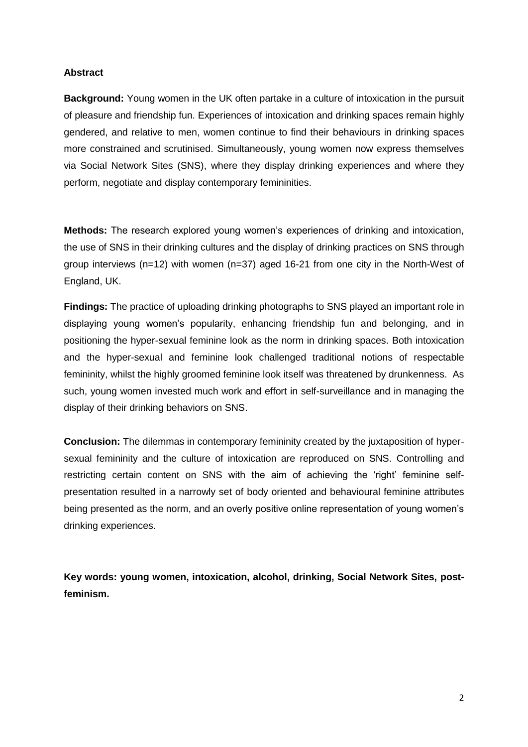## Abstract

**Background:** Young women in the UK often partake in a culture of intoxication in the pursuit of pleasure and friendship fun. Experiences of intoxication and drinking spaces remain highly gendered, and relative to men, women continue to find their behaviours in drinking spaces more constrained and scrutinised. Simultaneously, young women now express themselves via Social Network Sites (SNS), where they display drinking experiences and where they perform, negotiate and display contemporary femininities.

**Methods:** The research explored young women's experiences of drinking and intoxication, the use of SNS in their drinking cultures and the display of drinking practices on SNS through group interviews (n=12) with women (n=37) aged 16-21 from one city in the North-West of England, UK.

**Findings:** The practice of uploading drinking photographs to SNS played an important role in displaying young women's popularity, enhancing friendship fun and belonging, and in positioning the hyper-sexual feminine look as the norm in drinking spaces. Both intoxication and the hyper-sexual and feminine look challenged traditional notions of respectable femininity, whilst the highly groomed feminine look itself was threatened by drunkenness. As such, young women invested much work and effort in self-surveillance and in managing the display of their drinking behaviors on SNS.

**Conclusion:** The dilemmas in contemporary femininity created by the juxtaposition of hyper-sexual femininity and the culture of intoxication are reproduced on SNS. Controlling and restricting certain content on SNS with the aim of achieving the 'right' feminine self-presentation resulted in a narrowly set of body oriented and behavioural feminine attributes being presented as the norm, and an overly positive online representation of young women's drinking experiences.

**Key words: young women, intoxication, alcohol, drinking, Social Network Sites, post-feminism.**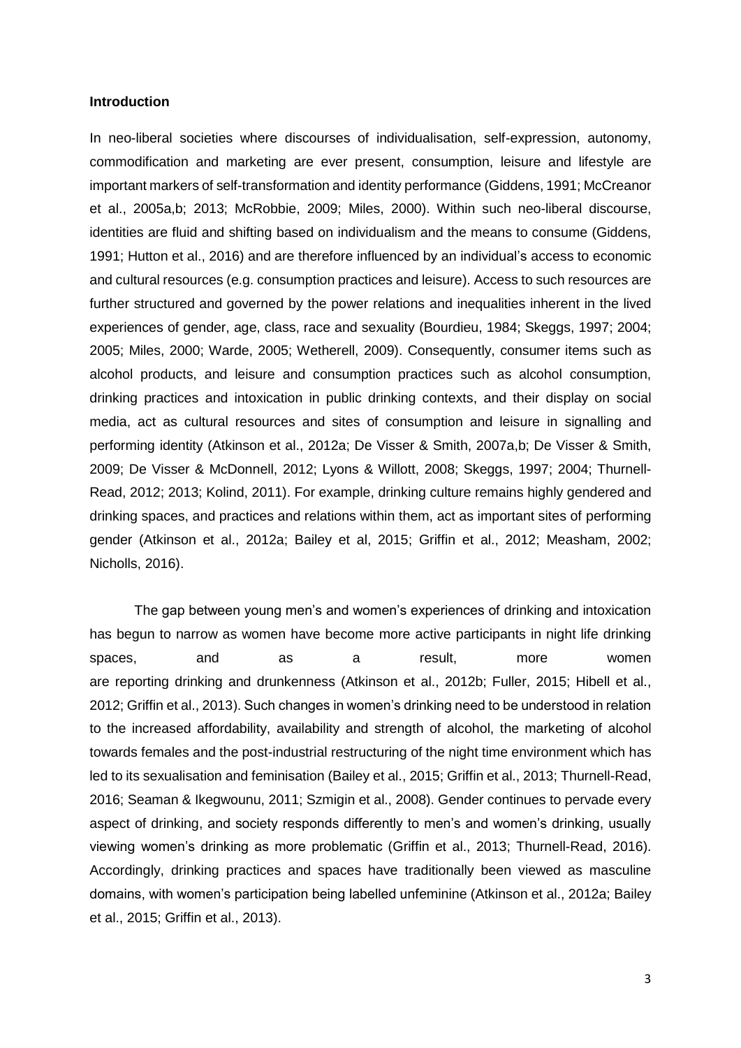## Introduction

In neo-liberal societies where discourses of individualisation, self-expression, autonomy, commodification and marketing are ever present, consumption, leisure and lifestyle are important markers of self-transformation and identity performance (Giddens, 1991; McCreanor et al., 2005a,b; 2013; McRobbie, 2009; Miles, 2000). Within such neo-liberal discourse, identities are fluid and shifting based on individualism and the means to consume (Giddens, 1991; Hutton et al., 2016) and are therefore influenced by an individual's access to economic and cultural resources (e.g. consumption practices and leisure). Access to such resources are further structured and governed by the power relations and inequalities inherent in the lived experiences of gender, age, class, race and sexuality (Bourdieu, 1984; Skeggs, 1997; 2004; 2005; Miles, 2000; Warde, 2005; Wetherell, 2009). Consequently, consumer items such as alcohol products, and leisure and consumption practices such as alcohol consumption, drinking practices and intoxication in public drinking contexts, and their display on social media, act as cultural resources and sites of consumption and leisure in signalling and performing identity (Atkinson et al., 2012a; De Visser & Smith, 2007a,b; De Visser & Smith, 2009; De Visser & McDonnell, 2012; Lyons & Willott, 2008; Skeggs, 1997; 2004; Thurnell-Read, 2012; 2013; Kolind, 2011). For example, drinking culture remains highly gendered and drinking spaces, and practices and relations within them, act as important sites of performing gender (Atkinson et al., 2012a; Bailey et al, 2015; Griffin et al., 2012; Measham, 2002; Nicholls, 2016).

The gap between young men's and women's experiences of drinking and intoxication has begun to narrow as women have become more active participants in night life drinking spaces, and as a result, more women are reporting drinking and drunkenness (Atkinson et al., 2012b; Fuller, 2015; Hibell et al., 2012; Griffin et al., 2013). Such changes in women's drinking need to be understood in relation to the increased affordability, availability and strength of alcohol, the marketing of alcohol towards females and the post-industrial restructuring of the night time environment which has led to its sexualisation and feminisation (Bailey et al., 2015; Griffin et al., 2013; Thurnell-Read, 2016; Seaman & Ikegwounu, 2011; Szmigin et al., 2008). Gender continues to pervade every aspect of drinking, and society responds differently to men's and women's drinking, usually viewing women's drinking as more problematic (Griffin et al., 2013; Thurnell-Read, 2016). Accordingly, drinking practices and spaces have traditionally been viewed as masculine domains, with women's participation being labelled unfeminine (Atkinson et al., 2012a; Bailey et al., 2015; Griffin et al., 2013).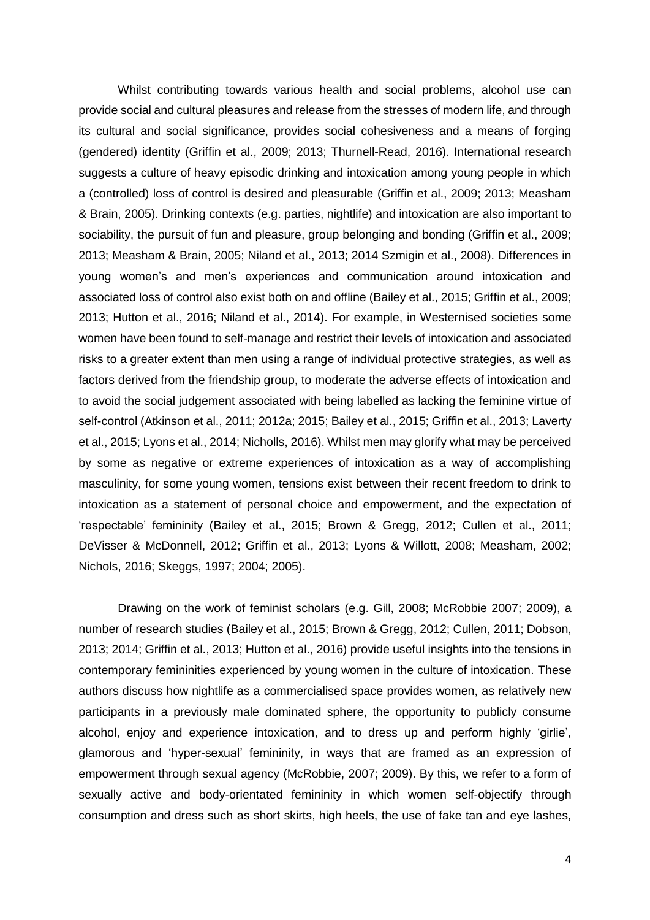Whilst contributing towards various health and social problems, alcohol use can provide social and cultural pleasures and release from the stresses of modern life, and through its cultural and social significance, provides social cohesiveness and a means of forging (gendered) identity (Griffin et al., 2009; 2013; Thurnell-Read, 2016). International research suggests a culture of heavy episodic drinking and intoxication among young people in which a (controlled) loss of control is desired and pleasurable (Griffin et al., 2009; 2013; Measham & Brain, 2005). Drinking contexts (e.g. parties, nightlife) and intoxication are also important to sociability, the pursuit of fun and pleasure, group belonging and bonding (Griffin et al., 2009; 2013; Measham & Brain, 2005; Niland et al., 2013; 2014 Szmigin et al., 2008). Differences in young women's and men's experiences and communication around intoxication and associated loss of control also exist both on and offline (Bailey et al., 2015; Griffin et al., 2009; 2013; Hutton et al., 2016; Niland et al., 2014). For example, in Westernised societies some women have been found to self-manage and restrict their levels of intoxication and associated risks to a greater extent than men using a range of individual protective strategies, as well as factors derived from the friendship group, to moderate the adverse effects of intoxication and to avoid the social judgement associated with being labelled as lacking the feminine virtue of self-control (Atkinson et al., 2011; 2012a; 2015; Bailey et al., 2015; Griffin et al., 2013; Laverty et al., 2015; Lyons et al., 2014; Nicholls, 2016). Whilst men may glorify what may be perceived by some as negative or extreme experiences of intoxication as a way of accomplishing masculinity, for some young women, tensions exist between their recent freedom to drink to intoxication as a statement of personal choice and empowerment, and the expectation of 'respectable' femininity (Bailey et al., 2015; Brown & Gregg, 2012; Cullen et al., 2011; DeVisser & McDonnell, 2012; Griffin et al., 2013; Lyons & Willott, 2008; Measham, 2002; Nichols, 2016; Skeggs, 1997; 2004; 2005).

Drawing on the work of feminist scholars (e.g. Gill, 2008; McRobbie 2007; 2009), a number of research studies (Bailey et al., 2015; Brown & Gregg, 2012; Cullen, 2011; Dobson, 2013; 2014; Griffin et al., 2013; Hutton et al., 2016) provide useful insights into the tensions in contemporary femininities experienced by young women in the culture of intoxication. These authors discuss how nightlife as a commercialised space provides women, as relatively new participants in a previously male dominated sphere, the opportunity to publicly consume alcohol, enjoy and experience intoxication, and to dress up and perform highly 'girlie', glamorous and 'hyper-sexual' femininity, in ways that are framed as an expression of empowerment through sexual agency (McRobbie, 2007; 2009). By this, we refer to a form of sexually active and body-orientated femininity in which women self-objectify through consumption and dress such as short skirts, high heels, the use of fake tan and eye lashes,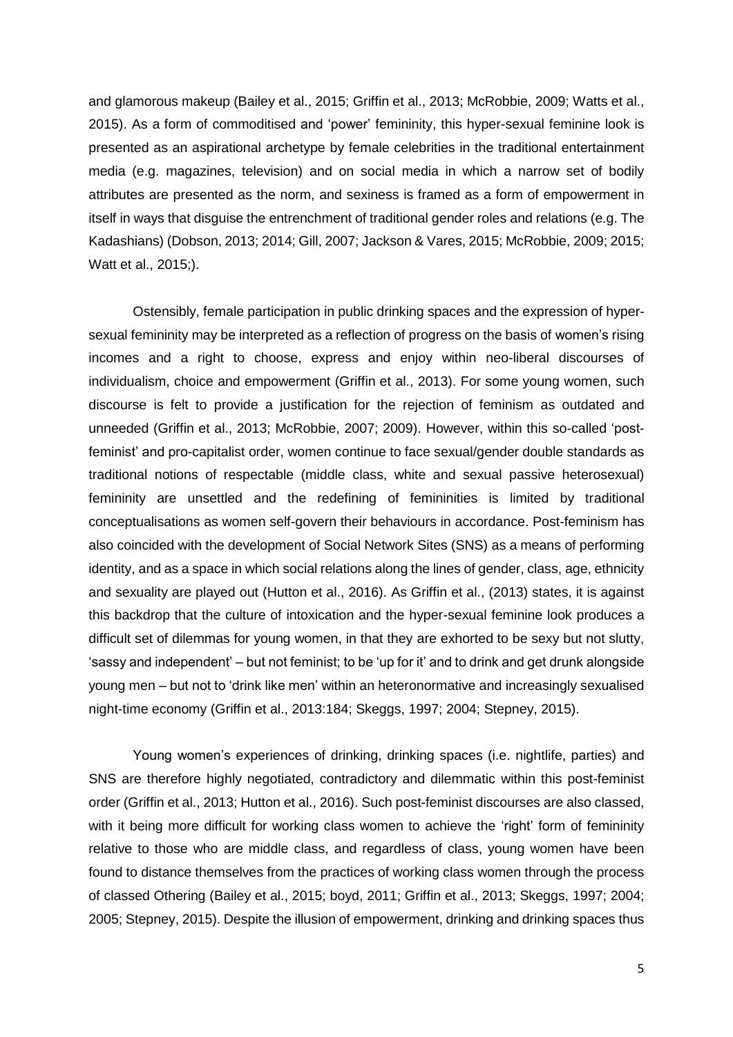and glamorous makeup (Bailey et al., 2015; Griffin et al., 2013; McRobbie, 2009; Watts et al., 2015). As a form of commoditised and 'power' femininity, this hyper-sexual feminine look is presented as an aspirational archetype by female celebrities in the traditional entertainment media (e.g. magazines, television) and on social media in which a narrow set of bodily attributes are presented as the norm, and sexiness is framed as a form of empowerment in itself in ways that disguise the entrenchment of traditional gender roles and relations (e.g. The Kadashians) (Dobson, 2013; 2014; Gill, 2007; Jackson & Vares, 2015; McRobbie, 2009; 2015; Watt et al., 2015;).

Ostensibly, female participation in public drinking spaces and the expression of hyper-sexual femininity may be interpreted as a reflection of progress on the basis of women's rising incomes and a right to choose, express and enjoy within neo-liberal discourses of individualism, choice and empowerment (Griffin et al., 2013). For some young women, such discourse is felt to provide a justification for the rejection of feminism as outdated and unneeded (Griffin et al., 2013; McRobbie, 2007; 2009). However, within this so-called 'post-feminist' and pro-capitalist order, women continue to face sexual/gender double standards as traditional notions of respectable (middle class, white and sexual passive heterosexual) femininity are unsettled and the redefining of femininities is limited by traditional conceptualisations as women self-govern their behaviours in accordance. Post-feminism has also coincided with the development of Social Network Sites (SNS) as a means of performing identity, and as a space in which social relations along the lines of gender, class, age, ethnicity and sexuality are played out (Hutton et al., 2016). As Griffin et al., (2013) states, it is against this backdrop that the culture of intoxication and the hyper-sexual feminine look produces a difficult set of dilemmas for young women, in that they are exhorted to be sexy but not slutty, 'sassy and independent' – but not feminist; to be 'up for it' and to drink and get drunk alongside young men – but not to 'drink like men' within an heteronormative and increasingly sexualised night-time economy (Griffin et al., 2013:184; Skeggs, 1997; 2004; Stepney, 2015).

Young women's experiences of drinking, drinking spaces (i.e. nightlife, parties) and SNS are therefore highly negotiated, contradictory and dilemmatic within this post-feminist order (Griffin et al., 2013; Hutton et al., 2016). Such post-feminist discourses are also classed, with it being more difficult for working class women to achieve the 'right' form of femininity relative to those who are middle class, and regardless of class, young women have been found to distance themselves from the practices of working class women through the process of classed Othering (Bailey et al., 2015; boyd, 2011; Griffin et al., 2013; Skeggs, 1997; 2004; 2005; Stepney, 2015). Despite the illusion of empowerment, drinking and drinking spaces thus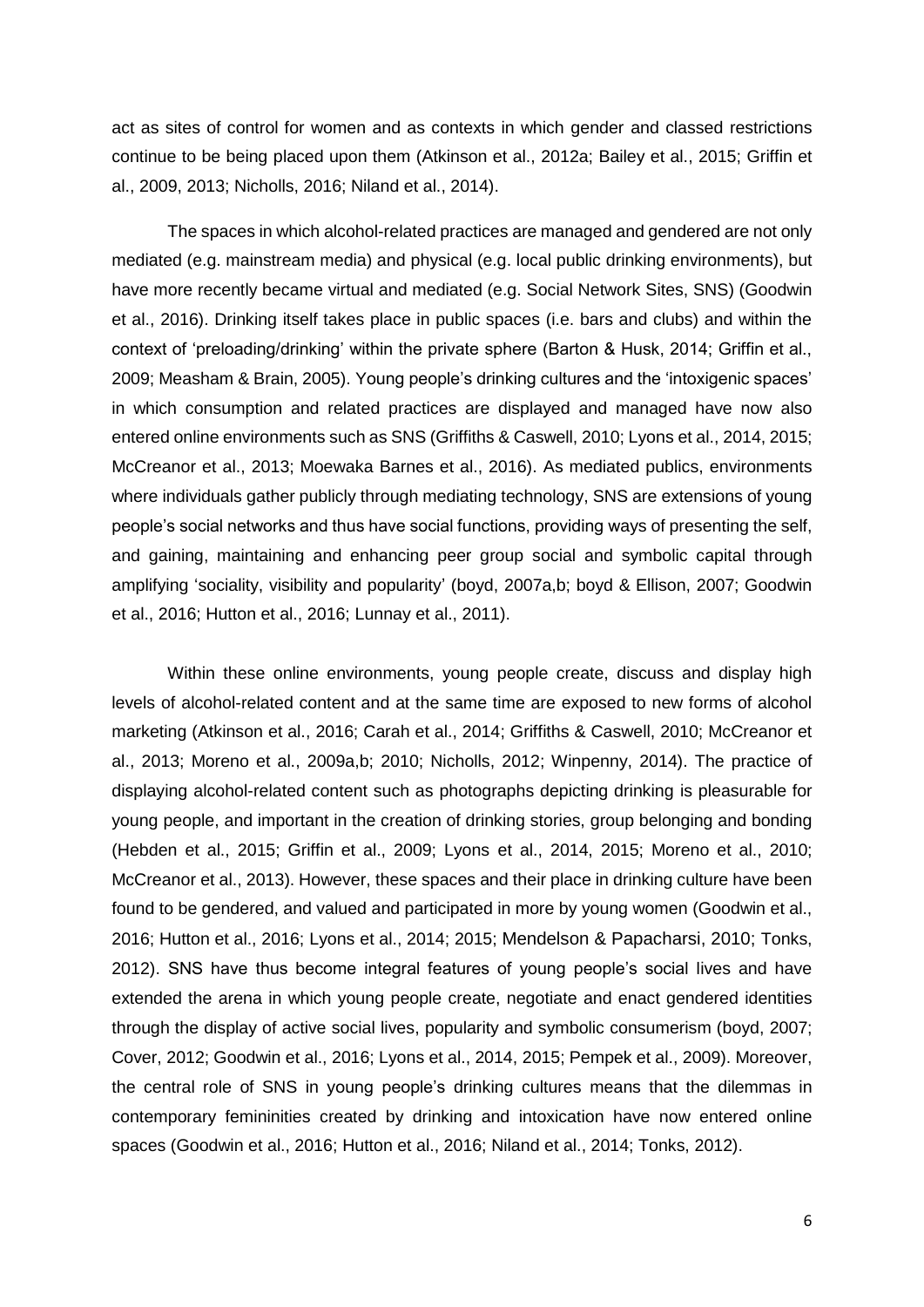act as sites of control for women and as contexts in which gender and classed restrictions continue to be being placed upon them (Atkinson et al., 2012a; Bailey et al., 2015; Griffin et al., 2009, 2013; Nicholls, 2016; Niland et al., 2014).

The spaces in which alcohol-related practices are managed and gendered are not only mediated (e.g. mainstream media) and physical (e.g. local public drinking environments), but have more recently became virtual and mediated (e.g. Social Network Sites, SNS) (Goodwin et al., 2016). Drinking itself takes place in public spaces (i.e. bars and clubs) and within the context of 'preloading/drinking' within the private sphere (Barton & Husk, 2014; Griffin et al., 2009; Measham & Brain, 2005). Young people's drinking cultures and the 'intoxigenic spaces' in which consumption and related practices are displayed and managed have now also entered online environments such as SNS (Griffiths & Caswell, 2010; Lyons et al., 2014, 2015; McCreanor et al., 2013; Moewaka Barnes et al., 2016). As mediated publics, environments where individuals gather publicly through mediating technology, SNS are extensions of young people's social networks and thus have social functions, providing ways of presenting the self, and gaining, maintaining and enhancing peer group social and symbolic capital through amplifying 'sociality, visibility and popularity' (boyd, 2007a,b; boyd & Ellison, 2007; Goodwin et al., 2016; Hutton et al., 2016; Lunnay et al., 2011).

Within these online environments, young people create, discuss and display high levels of alcohol-related content and at the same time are exposed to new forms of alcohol marketing (Atkinson et al., 2016; Carah et al., 2014; Griffiths & Caswell, 2010; McCreanor et al., 2013; Moreno et al., 2009a,b; 2010; Nicholls, 2012; Winpenny, 2014). The practice of displaying alcohol-related content such as photographs depicting drinking is pleasurable for young people, and important in the creation of drinking stories, group belonging and bonding (Hebden et al., 2015; Griffin et al., 2009; Lyons et al., 2014, 2015; Moreno et al., 2010; McCreanor et al., 2013). However, these spaces and their place in drinking culture have been found to be gendered, and valued and participated in more by young women (Goodwin et al., 2016; Hutton et al., 2016; Lyons et al., 2014; 2015; Mendelson & Papacharsi, 2010; Tonks, 2012). SNS have thus become integral features of young people's social lives and have extended the arena in which young people create, negotiate and enact gendered identities through the display of active social lives, popularity and symbolic consumerism (boyd, 2007; Cover, 2012; Goodwin et al., 2016; Lyons et al., 2014, 2015; Pempek et al., 2009). Moreover, the central role of SNS in young people's drinking cultures means that the dilemmas in contemporary femininities created by drinking and intoxication have now entered online spaces (Goodwin et al., 2016; Hutton et al., 2016; Niland et al., 2014; Tonks, 2012).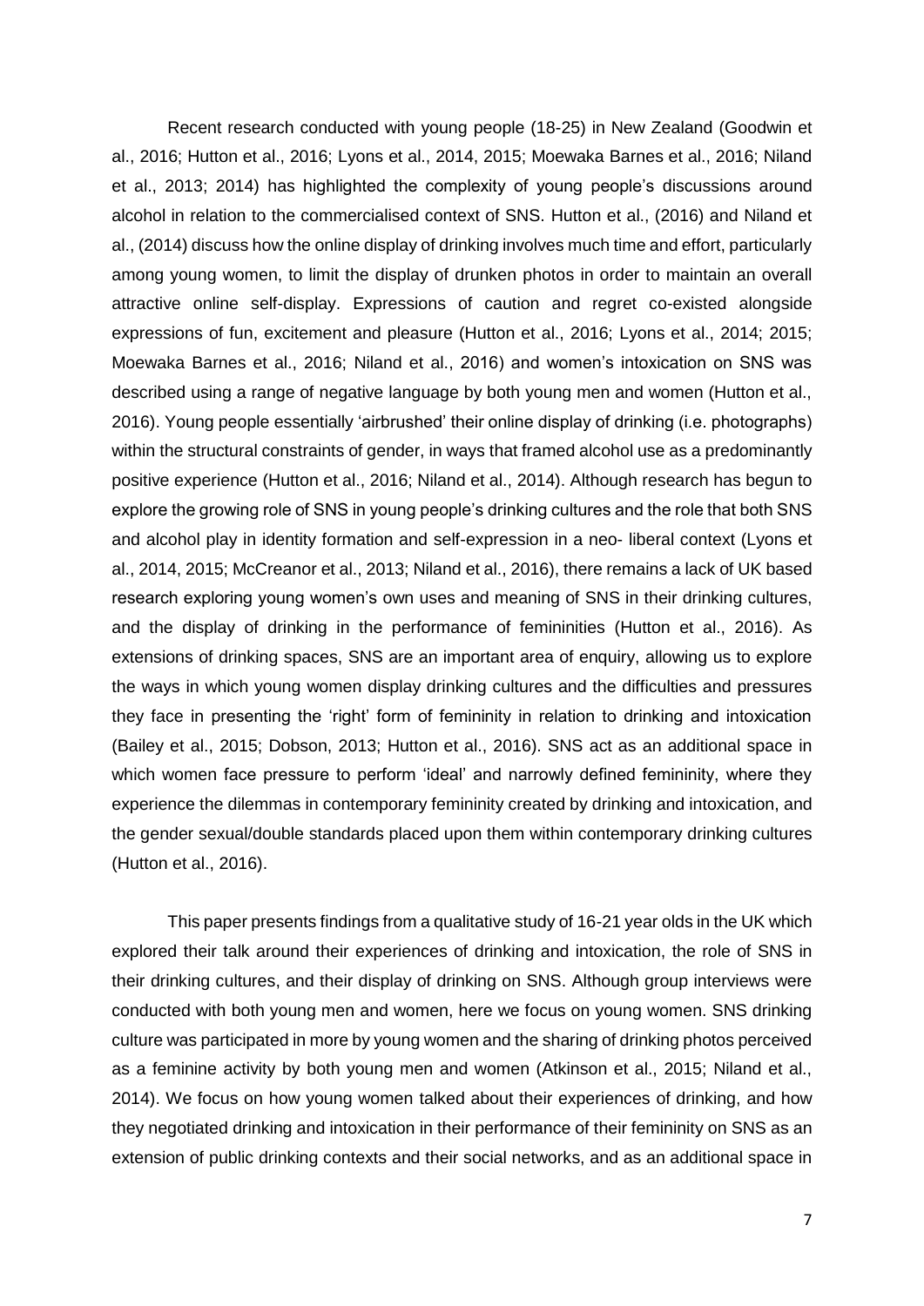Recent research conducted with young people (18-25) in New Zealand (Goodwin et al., 2016; Hutton et al., 2016; Lyons et al., 2014, 2015; Moewaka Barnes et al., 2016; Niland et al., 2013; 2014) has highlighted the complexity of young people's discussions around alcohol in relation to the commercialised context of SNS. Hutton et al., (2016) and Niland et al., (2014) discuss how the online display of drinking involves much time and effort, particularly among young women, to limit the display of drunken photos in order to maintain an overall attractive online self-display. Expressions of caution and regret co-existed alongside expressions of fun, excitement and pleasure (Hutton et al., 2016; Lyons et al., 2014; 2015; Moewaka Barnes et al., 2016; Niland et al., 2016) and women's intoxication on SNS was described using a range of negative language by both young men and women (Hutton et al., 2016). Young people essentially 'airbrushed' their online display of drinking (i.e. photographs) within the structural constraints of gender, in ways that framed alcohol use as a predominantly positive experience (Hutton et al., 2016; Niland et al., 2014). Although research has begun to explore the growing role of SNS in young people's drinking cultures and the role that both SNS and alcohol play in identity formation and self-expression in a neo- liberal context (Lyons et al., 2014, 2015; McCreanor et al., 2013; Niland et al., 2016), there remains a lack of UK based research exploring young women's own uses and meaning of SNS in their drinking cultures, and the display of drinking in the performance of femininities (Hutton et al., 2016). As extensions of drinking spaces, SNS are an important area of enquiry, allowing us to explore the ways in which young women display drinking cultures and the difficulties and pressures they face in presenting the 'right' form of femininity in relation to drinking and intoxication (Bailey et al., 2015; Dobson, 2013; Hutton et al., 2016). SNS act as an additional space in which women face pressure to perform 'ideal' and narrowly defined femininity, where they experience the dilemmas in contemporary femininity created by drinking and intoxication, and the gender sexual/double standards placed upon them within contemporary drinking cultures (Hutton et al., 2016).

This paper presents findings from a qualitative study of 16-21 year olds in the UK which explored their talk around their experiences of drinking and intoxication, the role of SNS in their drinking cultures, and their display of drinking on SNS. Although group interviews were conducted with both young men and women, here we focus on young women. SNS drinking culture was participated in more by young women and the sharing of drinking photos perceived as a feminine activity by both young men and women (Atkinson et al., 2015; Niland et al., 2014). We focus on how young women talked about their experiences of drinking, and how they negotiated drinking and intoxication in their performance of their femininity on SNS as an extension of public drinking contexts and their social networks, and as an additional space in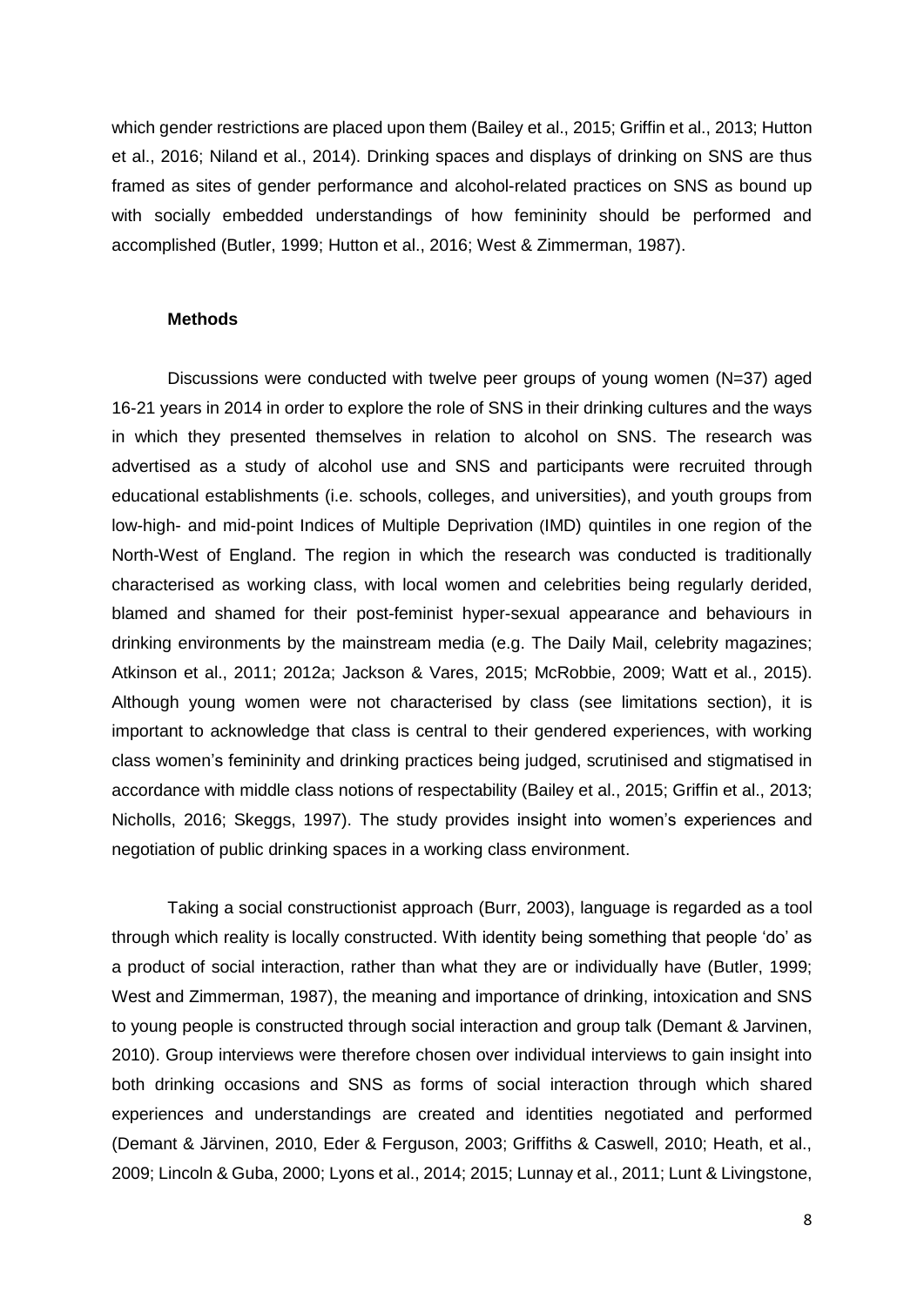which gender restrictions are placed upon them (Bailey et al., 2015; Griffin et al., 2013; Hutton et al., 2016; Niland et al., 2014). Drinking spaces and displays of drinking on SNS are thus framed as sites of gender performance and alcohol-related practices on SNS as bound up with socially embedded understandings of how femininity should be performed and accomplished (Butler, 1999; Hutton et al., 2016; West & Zimmerman, 1987).

## Methods

Discussions were conducted with twelve peer groups of young women (N=37) aged 16-21 years in 2014 in order to explore the role of SNS in their drinking cultures and the ways in which they presented themselves in relation to alcohol on SNS. The research was advertised as a study of alcohol use and SNS and participants were recruited through educational establishments (i.e. schools, colleges, and universities), and youth groups from low-high- and mid-point Indices of Multiple Deprivation (IMD) quintiles in one region of the North-West of England. The region in which the research was conducted is traditionally characterised as working class, with local women and celebrities being regularly derided, blamed and shamed for their post-feminist hyper-sexual appearance and behaviours in drinking environments by the mainstream media (e.g. The Daily Mail, celebrity magazines; Atkinson et al., 2011; 2012a; Jackson & Vares, 2015; McRobbie, 2009; Watt et al., 2015). Although young women were not characterised by class (see limitations section), it is important to acknowledge that class is central to their gendered experiences, with working class women's femininity and drinking practices being judged, scrutinised and stigmatised in accordance with middle class notions of respectability (Bailey et al., 2015; Griffin et al., 2013; Nicholls, 2016; Skeggs, 1997). The study provides insight into women's experiences and negotiation of public drinking spaces in a working class environment.

Taking a social constructionist approach (Burr, 2003), language is regarded as a tool through which reality is locally constructed. With identity being something that people 'do' as a product of social interaction, rather than what they are or individually have (Butler, 1999; West and Zimmerman, 1987), the meaning and importance of drinking, intoxication and SNS to young people is constructed through social interaction and group talk (Demant & Jarvinen, 2010). Group interviews were therefore chosen over individual interviews to gain insight into both drinking occasions and SNS as forms of social interaction through which shared experiences and understandings are created and identities negotiated and performed (Demant & Järvinen, 2010, Eder & Ferguson, 2003; Griffiths & Caswell, 2010; Heath, et al., 2009; Lincoln & Guba, 2000; Lyons et al., 2014; 2015; Lunnay et al., 2011; Lunt & Livingstone,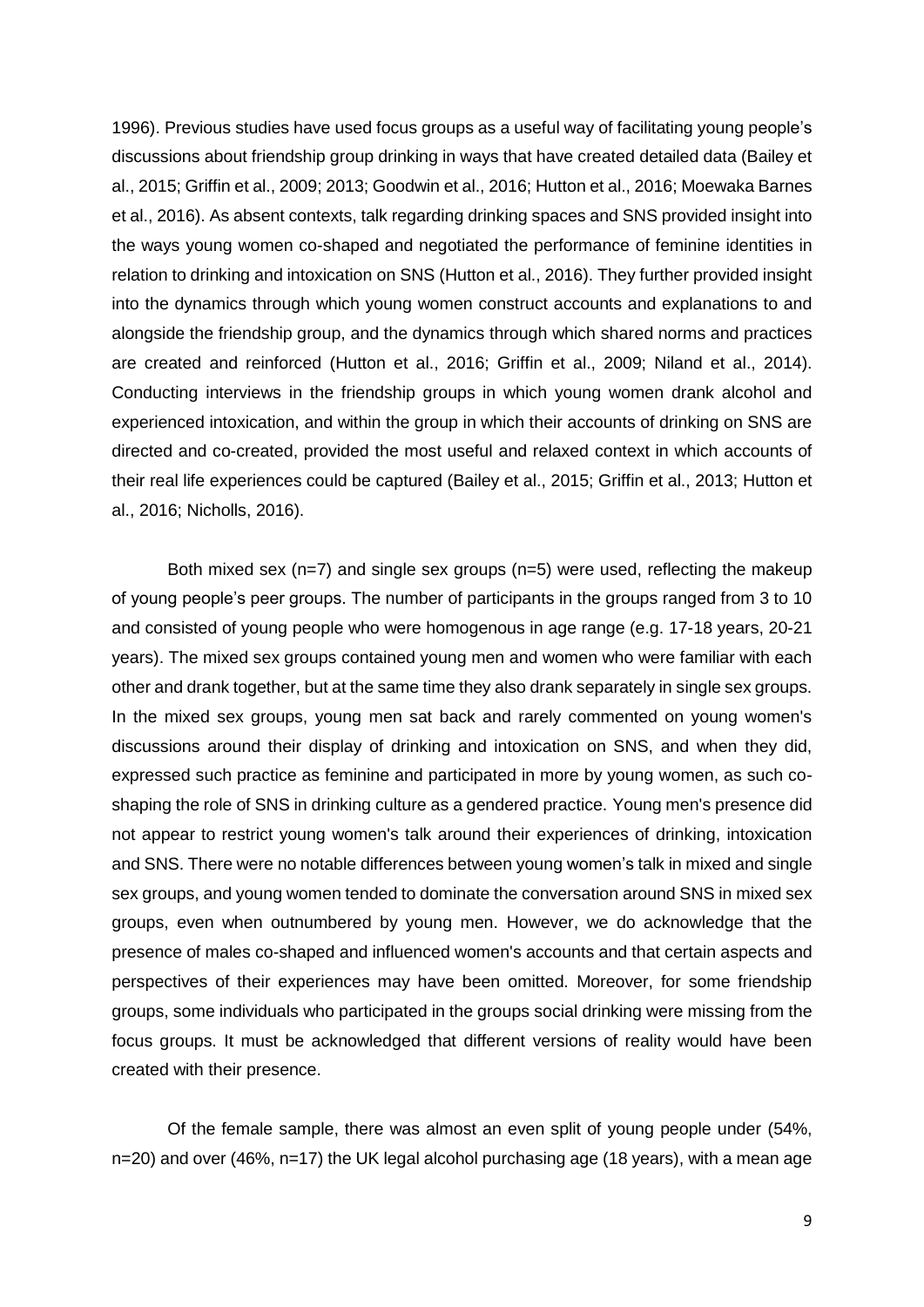1996). Previous studies have used focus groups as a useful way of facilitating young people's discussions about friendship group drinking in ways that have created detailed data (Bailey et al., 2015; Griffin et al., 2009; 2013; Goodwin et al., 2016; Hutton et al., 2016; Moewaka Barnes et al., 2016). As absent contexts, talk regarding drinking spaces and SNS provided insight into the ways young women co-shaped and negotiated the performance of feminine identities in relation to drinking and intoxication on SNS (Hutton et al., 2016). They further provided insight into the dynamics through which young women construct accounts and explanations to and alongside the friendship group, and the dynamics through which shared norms and practices are created and reinforced (Hutton et al., 2016; Griffin et al., 2009; Niland et al., 2014). Conducting interviews in the friendship groups in which young women drank alcohol and experienced intoxication, and within the group in which their accounts of drinking on SNS are directed and co-created, provided the most useful and relaxed context in which accounts of their real life experiences could be captured (Bailey et al., 2015; Griffin et al., 2013; Hutton et al., 2016; Nicholls, 2016).

Both mixed sex (n=7) and single sex groups (n=5) were used, reflecting the makeup of young people's peer groups. The number of participants in the groups ranged from 3 to 10 and consisted of young people who were homogenous in age range (e.g. 17-18 years, 20-21 years). The mixed sex groups contained young men and women who were familiar with each other and drank together, but at the same time they also drank separately in single sex groups. In the mixed sex groups, young men sat back and rarely commented on young women's discussions around their display of drinking and intoxication on SNS, and when they did, expressed such practice as feminine and participated in more by young women, as such co-shaping the role of SNS in drinking culture as a gendered practice. Young men's presence did not appear to restrict young women's talk around their experiences of drinking, intoxication and SNS. There were no notable differences between young women's talk in mixed and single sex groups, and young women tended to dominate the conversation around SNS in mixed sex groups, even when outnumbered by young men. However, we do acknowledge that the presence of males co-shaped and influenced women's accounts and that certain aspects and perspectives of their experiences may have been omitted. Moreover, for some friendship groups, some individuals who participated in the groups social drinking were missing from the focus groups. It must be acknowledged that different versions of reality would have been created with their presence.

Of the female sample, there was almost an even split of young people under (54%, n=20) and over (46%, n=17) the UK legal alcohol purchasing age (18 years), with a mean age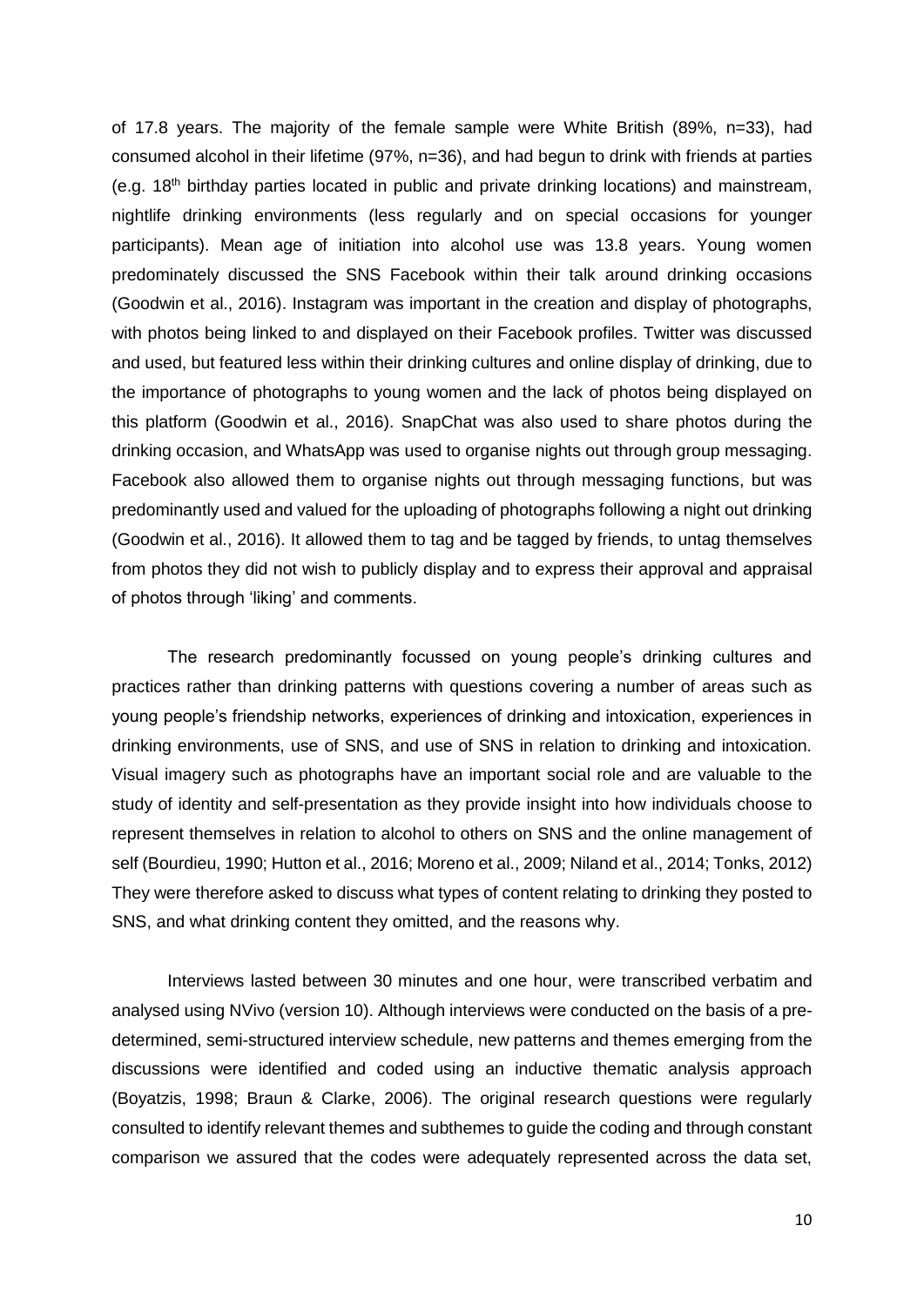of 17.8 years. The majority of the female sample were White British (89%, n=33), had consumed alcohol in their lifetime (97%, n=36), and had begun to drink with friends at parties (e.g. 18th birthday parties located in public and private drinking locations) and mainstream, nightlife drinking environments (less regularly and on special occasions for younger participants). Mean age of initiation into alcohol use was 13.8 years. Young women predominately discussed the SNS Facebook within their talk around drinking occasions (Goodwin et al., 2016). Instagram was important in the creation and display of photographs, with photos being linked to and displayed on their Facebook profiles. Twitter was discussed and used, but featured less within their drinking cultures and online display of drinking, due to the importance of photographs to young women and the lack of photos being displayed on this platform (Goodwin et al., 2016). SnapChat was also used to share photos during the drinking occasion, and WhatsApp was used to organise nights out through group messaging. Facebook also allowed them to organise nights out through messaging functions, but was predominantly used and valued for the uploading of photographs following a night out drinking (Goodwin et al., 2016). It allowed them to tag and be tagged by friends, to untag themselves from photos they did not wish to publicly display and to express their approval and appraisal of photos through 'liking' and comments.

The research predominantly focussed on young people's drinking cultures and practices rather than drinking patterns with questions covering a number of areas such as young people's friendship networks, experiences of drinking and intoxication, experiences in drinking environments, use of SNS, and use of SNS in relation to drinking and intoxication. Visual imagery such as photographs have an important social role and are valuable to the study of identity and self-presentation as they provide insight into how individuals choose to represent themselves in relation to alcohol to others on SNS and the online management of self (Bourdieu, 1990; Hutton et al., 2016; Moreno et al., 2009; Niland et al., 2014; Tonks, 2012) They were therefore asked to discuss what types of content relating to drinking they posted to SNS, and what drinking content they omitted, and the reasons why.

Interviews lasted between 30 minutes and one hour, were transcribed verbatim and analysed using NVivo (version 10). Although interviews were conducted on the basis of a pre-determined, semi-structured interview schedule, new patterns and themes emerging from the discussions were identified and coded using an inductive thematic analysis approach (Boyatzis, 1998; Braun & Clarke, 2006). The original research questions were regularly consulted to identify relevant themes and subthemes to guide the coding and through constant comparison we assured that the codes were adequately represented across the data set,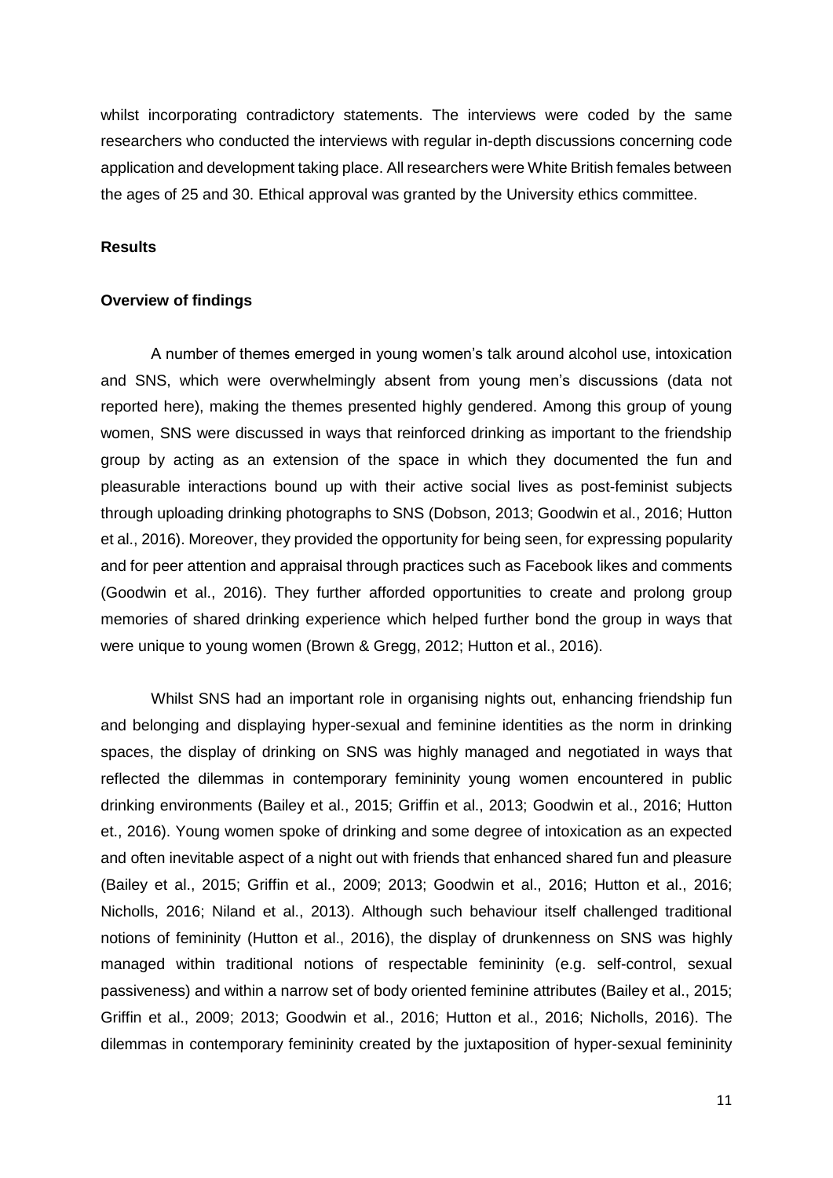whilst incorporating contradictory statements. The interviews were coded by the same researchers who conducted the interviews with regular in-depth discussions concerning code application and development taking place. All researchers were White British females between the ages of 25 and 30. Ethical approval was granted by the University ethics committee.

## Results

### Overview of findings

A number of themes emerged in young women's talk around alcohol use, intoxication and SNS, which were overwhelmingly absent from young men's discussions (data not reported here), making the themes presented highly gendered. Among this group of young women, SNS were discussed in ways that reinforced drinking as important to the friendship group by acting as an extension of the space in which they documented the fun and pleasurable interactions bound up with their active social lives as post-feminist subjects through uploading drinking photographs to SNS (Dobson, 2013; Goodwin et al., 2016; Hutton et al., 2016). Moreover, they provided the opportunity for being seen, for expressing popularity and for peer attention and appraisal through practices such as Facebook likes and comments (Goodwin et al., 2016). They further afforded opportunities to create and prolong group memories of shared drinking experience which helped further bond the group in ways that were unique to young women (Brown & Gregg, 2012; Hutton et al., 2016).

Whilst SNS had an important role in organising nights out, enhancing friendship fun and belonging and displaying hyper-sexual and feminine identities as the norm in drinking spaces, the display of drinking on SNS was highly managed and negotiated in ways that reflected the dilemmas in contemporary femininity young women encountered in public drinking environments (Bailey et al., 2015; Griffin et al., 2013; Goodwin et al., 2016; Hutton et., 2016). Young women spoke of drinking and some degree of intoxication as an expected and often inevitable aspect of a night out with friends that enhanced shared fun and pleasure (Bailey et al., 2015; Griffin et al., 2009; 2013; Goodwin et al., 2016; Hutton et al., 2016; Nicholls, 2016; Niland et al., 2013). Although such behaviour itself challenged traditional notions of femininity (Hutton et al., 2016), the display of drunkenness on SNS was highly managed within traditional notions of respectable femininity (e.g. self-control, sexual passiveness) and within a narrow set of body oriented feminine attributes (Bailey et al., 2015; Griffin et al., 2009; 2013; Goodwin et al., 2016; Hutton et al., 2016; Nicholls, 2016). The dilemmas in contemporary femininity created by the juxtaposition of hyper-sexual femininity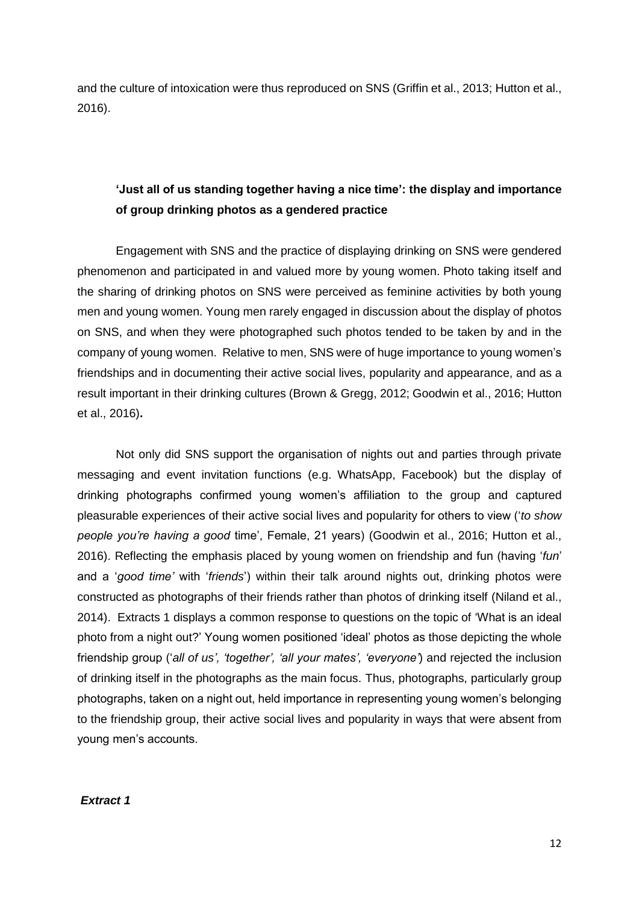and the culture of intoxication were thus reproduced on SNS (Griffin et al., 2013; Hutton et al., 2016).

### 'Just all of us standing together having a nice time': the display and importance of group drinking photos as a gendered practice

Engagement with SNS and the practice of displaying drinking on SNS were gendered phenomenon and participated in and valued more by young women. Photo taking itself and the sharing of drinking photos on SNS were perceived as feminine activities by both young men and young women. Young men rarely engaged in discussion about the display of photos on SNS, and when they were photographed such photos tended to be taken by and in the company of young women. Relative to men, SNS were of huge importance to young women's friendships and in documenting their active social lives, popularity and appearance, and as a result important in their drinking cultures (Brown & Gregg, 2012; Goodwin et al., 2016; Hutton et al., 2016).

Not only did SNS support the organisation of nights out and parties through private messaging and event invitation functions (e.g. WhatsApp, Facebook) but the display of drinking photographs confirmed young women's affiliation to the group and captured pleasurable experiences of their active social lives and popularity for others to view ('*to show people you're having a good* time', Female, 21 years) (Goodwin et al., 2016; Hutton et al., 2016). Reflecting the emphasis placed by young women on friendship and fun (having '*fun*' and a '*good time'* with '*friends*') within their talk around nights out, drinking photos were constructed as photographs of their friends rather than photos of drinking itself (Niland et al., 2014). Extracts 1 displays a common response to questions on the topic of 'What is an ideal photo from a night out?' Young women positioned 'ideal' photos as those depicting the whole friendship group ('*all of us', 'together', 'all your mates', 'everyone'*) and rejected the inclusion of drinking itself in the photographs as the main focus. Thus, photographs, particularly group photographs, taken on a night out, held importance in representing young women's belonging to the friendship group, their active social lives and popularity in ways that were absent from young men's accounts.

***Extract 1***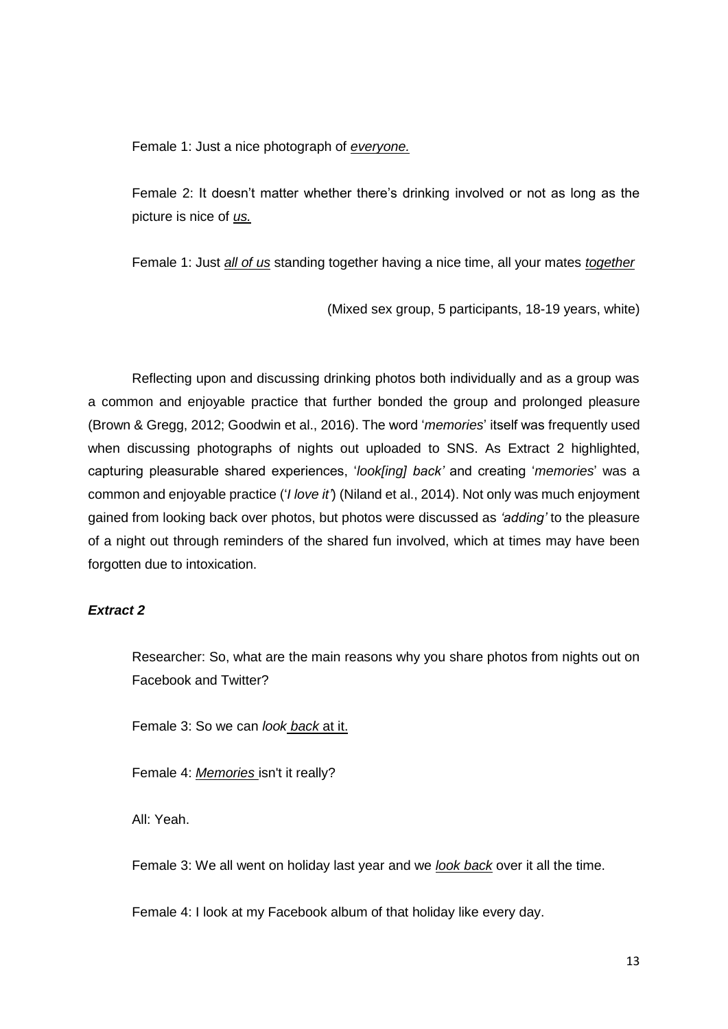> Female 1: Just a nice photograph of *everyone.*
>
> Female 2: It doesn't matter whether there's drinking involved or not as long as the picture is nice of *us.*
>
> Female 1: Just *all of us* standing together having a nice time, all your mates *together*
>
> (Mixed sex group, 5 participants, 18-19 years, white)

Reflecting upon and discussing drinking photos both individually and as a group was a common and enjoyable practice that further bonded the group and prolonged pleasure (Brown & Gregg, 2012; Goodwin et al., 2016). The word '*memories*' itself was frequently used when discussing photographs of nights out uploaded to SNS. As Extract 2 highlighted, capturing pleasurable shared experiences, '*look[ing] back'* and creating '*memories*' was a common and enjoyable practice ('*I love it'*) (Niland et al., 2014). Not only was much enjoyment gained from looking back over photos, but photos were discussed as *'adding'* to the pleasure of a night out through reminders of the shared fun involved, which at times may have been forgotten due to intoxication.

### *Extract 2*

> Researcher: So, what are the main reasons why you share photos from nights out on Facebook and Twitter?
>
> Female 3: So we can *look back* at it.
>
> Female 4: *Memories* isn't it really?
>
> All: Yeah.
>
> Female 3: We all went on holiday last year and we *look back* over it all the time.
>
> Female 4: I look at my Facebook album of that holiday like every day.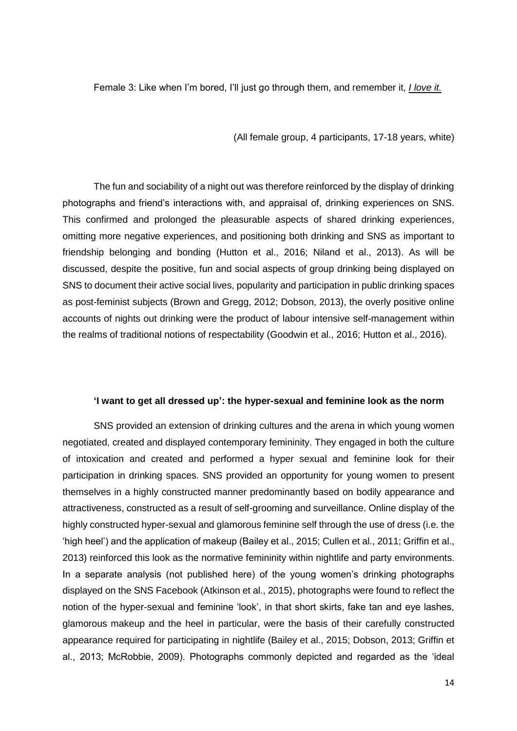Female 3: Like when I'm bored, I'll just go through them, and remember it, ***I love it.***

(All female group, 4 participants, 17-18 years, white)

The fun and sociability of a night out was therefore reinforced by the display of drinking photographs and friend's interactions with, and appraisal of, drinking experiences on SNS. This confirmed and prolonged the pleasurable aspects of shared drinking experiences, omitting more negative experiences, and positioning both drinking and SNS as important to friendship belonging and bonding (Hutton et al., 2016; Niland et al., 2013). As will be discussed, despite the positive, fun and social aspects of group drinking being displayed on SNS to document their active social lives, popularity and participation in public drinking spaces as post-feminist subjects (Brown and Gregg, 2012; Dobson, 2013), the overly positive online accounts of nights out drinking were the product of labour intensive self-management within the realms of traditional notions of respectability (Goodwin et al., 2016; Hutton et al., 2016).

### 'I want to get all dressed up': the hyper-sexual and feminine look as the norm

SNS provided an extension of drinking cultures and the arena in which young women negotiated, created and displayed contemporary femininity. They engaged in both the culture of intoxication and created and performed a hyper sexual and feminine look for their participation in drinking spaces. SNS provided an opportunity for young women to present themselves in a highly constructed manner predominantly based on bodily appearance and attractiveness, constructed as a result of self-grooming and surveillance. Online display of the highly constructed hyper-sexual and glamorous feminine self through the use of dress (i.e. the 'high heel') and the application of makeup (Bailey et al., 2015; Cullen et al., 2011; Griffin et al., 2013) reinforced this look as the normative femininity within nightlife and party environments. In a separate analysis (not published here) of the young women's drinking photographs displayed on the SNS Facebook (Atkinson et al., 2015), photographs were found to reflect the notion of the hyper-sexual and feminine 'look', in that short skirts, fake tan and eye lashes, glamorous makeup and the heel in particular, were the basis of their carefully constructed appearance required for participating in nightlife (Bailey et al., 2015; Dobson, 2013; Griffin et al., 2013; McRobbie, 2009). Photographs commonly depicted and regarded as the 'ideal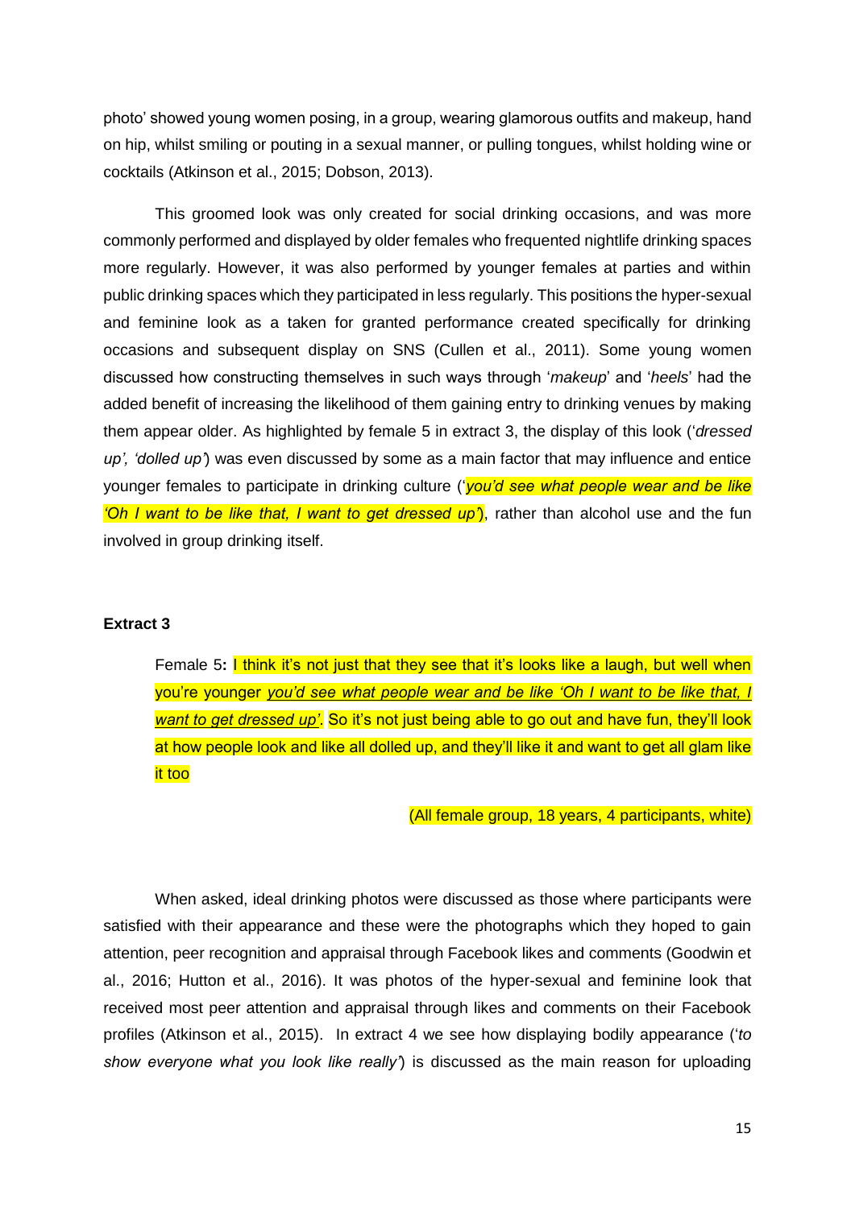photo' showed young women posing, in a group, wearing glamorous outfits and makeup, hand on hip, whilst smiling or pouting in a sexual manner, or pulling tongues, whilst holding wine or cocktails (Atkinson et al., 2015; Dobson, 2013).

This groomed look was only created for social drinking occasions, and was more commonly performed and displayed by older females who frequented nightlife drinking spaces more regularly. However, it was also performed by younger females at parties and within public drinking spaces which they participated in less regularly. This positions the hyper-sexual and feminine look as a taken for granted performance created specifically for drinking occasions and subsequent display on SNS (Cullen et al., 2011). Some young women discussed how constructing themselves in such ways through '*makeup*' and '*heels*' had the added benefit of increasing the likelihood of them gaining entry to drinking venues by making them appear older. As highlighted by female 5 in extract 3, the display of this look ('*dressed up', 'dolled up*') was even discussed by some as a main factor that may influence and entice younger females to participate in drinking culture ('*you'd see what people wear and be like 'Oh I want to be like that, I want to get dressed up'*'), rather than alcohol use and the fun involved in group drinking itself.

**Extract 3**

> Female 5**:** I think it's not just that they see that it's looks like a laugh, but well when you're younger *you'd see what people wear and be like 'Oh I want to be like that, I want to get dressed up'*. So it's not just being able to go out and have fun, they'll look at how people look and like all dolled up, and they'll like it and want to get all glam like it too
>
> (All female group, 18 years, 4 participants, white)

When asked, ideal drinking photos were discussed as those where participants were satisfied with their appearance and these were the photographs which they hoped to gain attention, peer recognition and appraisal through Facebook likes and comments (Goodwin et al., 2016; Hutton et al., 2016). It was photos of the hyper-sexual and feminine look that received most peer attention and appraisal through likes and comments on their Facebook profiles (Atkinson et al., 2015). In extract 4 we see how displaying bodily appearance ('*to show everyone what you look like really*') is discussed as the main reason for uploading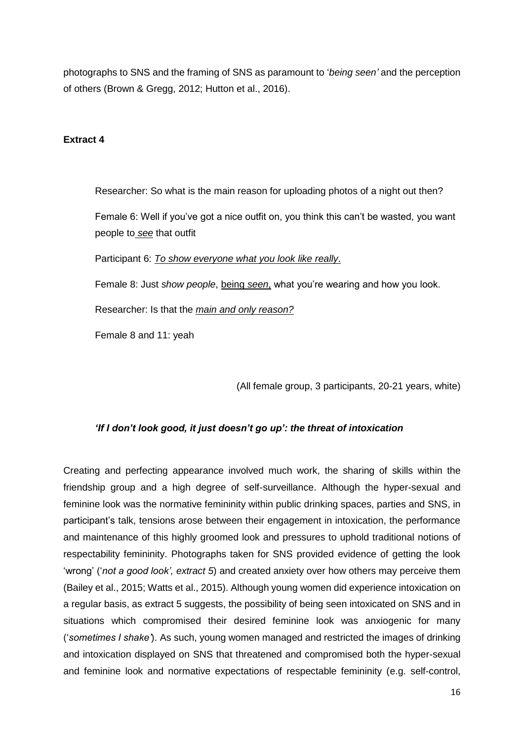photographs to SNS and the framing of SNS as paramount to '*being seen'* and the perception of others (Brown & Gregg, 2012; Hutton et al., 2016).

**Extract 4**

> Researcher: So what is the main reason for uploading photos of a night out then?
>
> Female 6: Well if you've got a nice outfit on, you think this can't be wasted, you want people to *see* that outfit
>
> Participant 6: *To show everyone what you look like really*.
>
> Female 8: Just *show people*, being *seen*, what you're wearing and how you look.
>
> Researcher: Is that the *main and only reason?*
>
> Female 8 and 11: yeah

(All female group, 3 participants, 20-21 years, white)

### *'If I don't look good, it just doesn't go up': the threat of intoxication*

Creating and perfecting appearance involved much work, the sharing of skills within the friendship group and a high degree of self-surveillance. Although the hyper-sexual and feminine look was the normative femininity within public drinking spaces, parties and SNS, in participant's talk, tensions arose between their engagement in intoxication, the performance and maintenance of this highly groomed look and pressures to uphold traditional notions of respectability femininity. Photographs taken for SNS provided evidence of getting the look 'wrong' ('*not a good look', extract 5*) and created anxiety over how others may perceive them (Bailey et al., 2015; Watts et al., 2015). Although young women did experience intoxication on a regular basis, as extract 5 suggests, the possibility of being seen intoxicated on SNS and in situations which compromised their desired feminine look was anxiogenic for many ('*sometimes I shake'*). As such, young women managed and restricted the images of drinking and intoxication displayed on SNS that threatened and compromised both the hyper-sexual and feminine look and normative expectations of respectable femininity (e.g. self-control,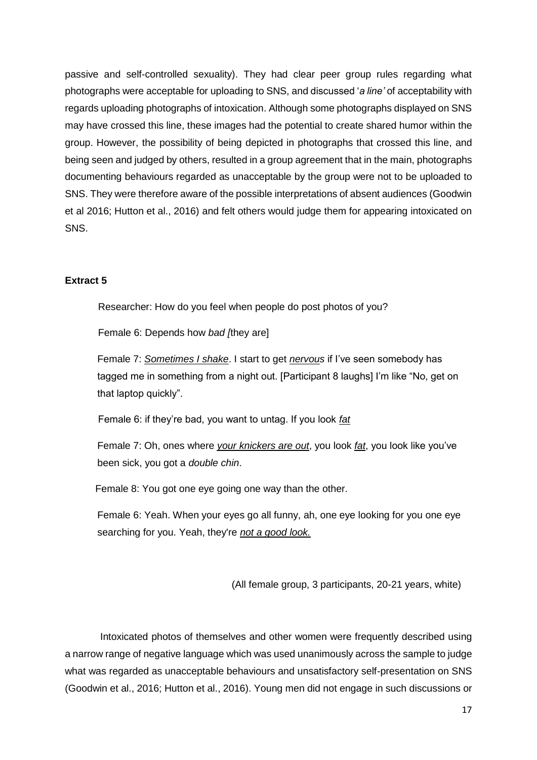passive and self-controlled sexuality). They had clear peer group rules regarding what photographs were acceptable for uploading to SNS, and discussed '*a line'* of acceptability with regards uploading photographs of intoxication. Although some photographs displayed on SNS may have crossed this line, these images had the potential to create shared humor within the group. However, the possibility of being depicted in photographs that crossed this line, and being seen and judged by others, resulted in a group agreement that in the main, photographs documenting behaviours regarded as unacceptable by the group were not to be uploaded to SNS. They were therefore aware of the possible interpretations of absent audiences (Goodwin et al 2016; Hutton et al., 2016) and felt others would judge them for appearing intoxicated on SNS.

**Extract 5**

> Researcher: How do you feel when people do post photos of you?
>
> Female 6: Depends how *bad [*they are]
>
> Female 7: ***Sometimes I shake***. I start to get ***nervous*** if I've seen somebody has tagged me in something from a night out. [Participant 8 laughs] I'm like "No, get on that laptop quickly".
>
> Female 6: if they're bad, you want to untag. If you look ***fat***
>
> Female 7: Oh, ones where ***your knickers are out***, you look ***fat***, you look like you've been sick, you got a *double chin*.
>
> Female 8: You got one eye going one way than the other.
>
> Female 6: Yeah. When your eyes go all funny, ah, one eye looking for you one eye searching for you. Yeah, they're ***not a good look.***
>
> (All female group, 3 participants, 20-21 years, white)

Intoxicated photos of themselves and other women were frequently described using a narrow range of negative language which was used unanimously across the sample to judge what was regarded as unacceptable behaviours and unsatisfactory self-presentation on SNS (Goodwin et al., 2016; Hutton et al., 2016). Young men did not engage in such discussions or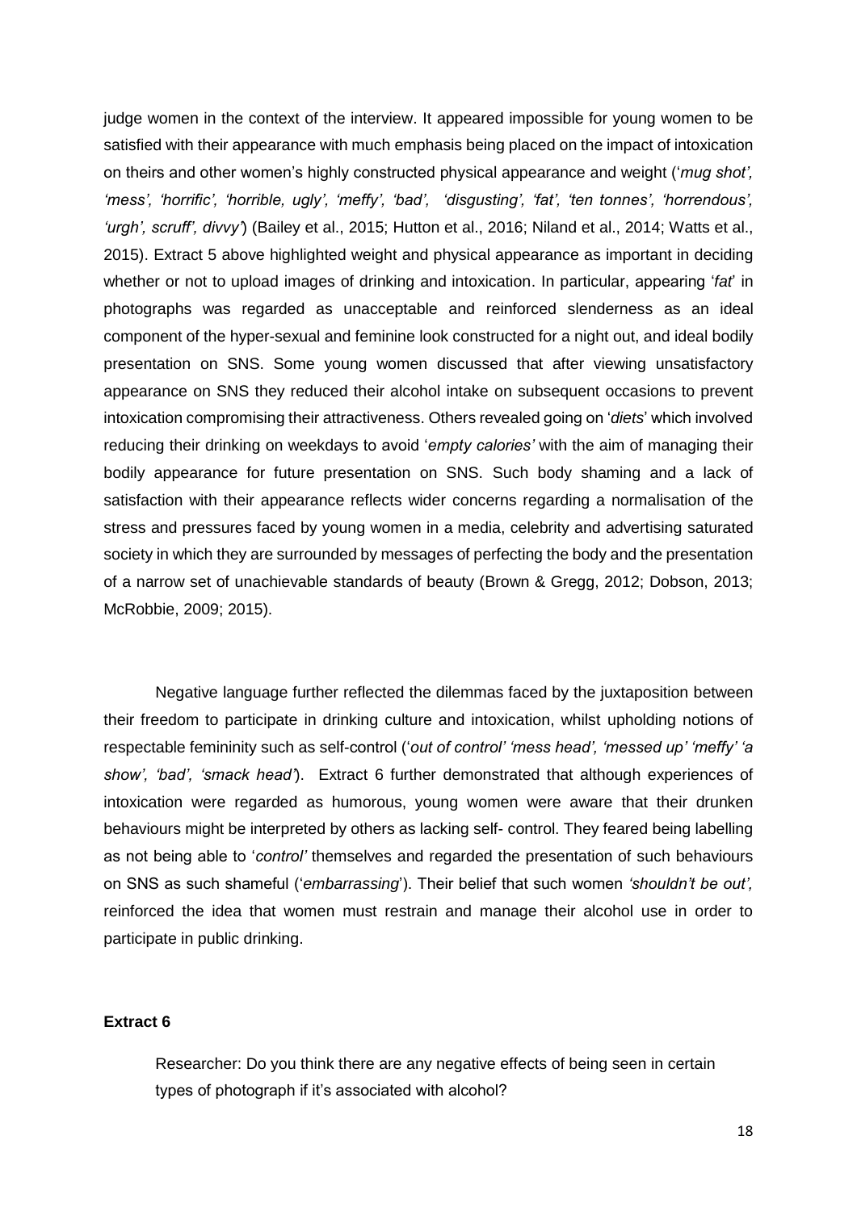judge women in the context of the interview. It appeared impossible for young women to be satisfied with their appearance with much emphasis being placed on the impact of intoxication on theirs and other women's highly constructed physical appearance and weight (*'mug shot', 'mess', 'horrific', 'horrible, ugly', 'meffy', 'bad', 'disgusting', 'fat', 'ten tonnes', 'horrendous', 'urgh', scruff', divvy'*) (Bailey et al., 2015; Hutton et al., 2016; Niland et al., 2014; Watts et al., 2015). Extract 5 above highlighted weight and physical appearance as important in deciding whether or not to upload images of drinking and intoxication. In particular, appearing '*fat*' in photographs was regarded as unacceptable and reinforced slenderness as an ideal component of the hyper-sexual and feminine look constructed for a night out, and ideal bodily presentation on SNS. Some young women discussed that after viewing unsatisfactory appearance on SNS they reduced their alcohol intake on subsequent occasions to prevent intoxication compromising their attractiveness. Others revealed going on '*diets*' which involved reducing their drinking on weekdays to avoid '*empty calories'* with the aim of managing their bodily appearance for future presentation on SNS. Such body shaming and a lack of satisfaction with their appearance reflects wider concerns regarding a normalisation of the stress and pressures faced by young women in a media, celebrity and advertising saturated society in which they are surrounded by messages of perfecting the body and the presentation of a narrow set of unachievable standards of beauty (Brown & Gregg, 2012; Dobson, 2013; McRobbie, 2009; 2015).

Negative language further reflected the dilemmas faced by the juxtaposition between their freedom to participate in drinking culture and intoxication, whilst upholding notions of respectable femininity such as self-control ('*out of control' 'mess head', 'messed up' 'meffy' 'a show', 'bad', 'smack head'*). Extract 6 further demonstrated that although experiences of intoxication were regarded as humorous, young women were aware that their drunken behaviours might be interpreted by others as lacking self- control. They feared being labelling as not being able to '*control'* themselves and regarded the presentation of such behaviours on SNS as such shameful ('*embarrassing*'). Their belief that such women *'shouldn't be out',* reinforced the idea that women must restrain and manage their alcohol use in order to participate in public drinking.

**Extract 6**

> Researcher: Do you think there are any negative effects of being seen in certain types of photograph if it's associated with alcohol?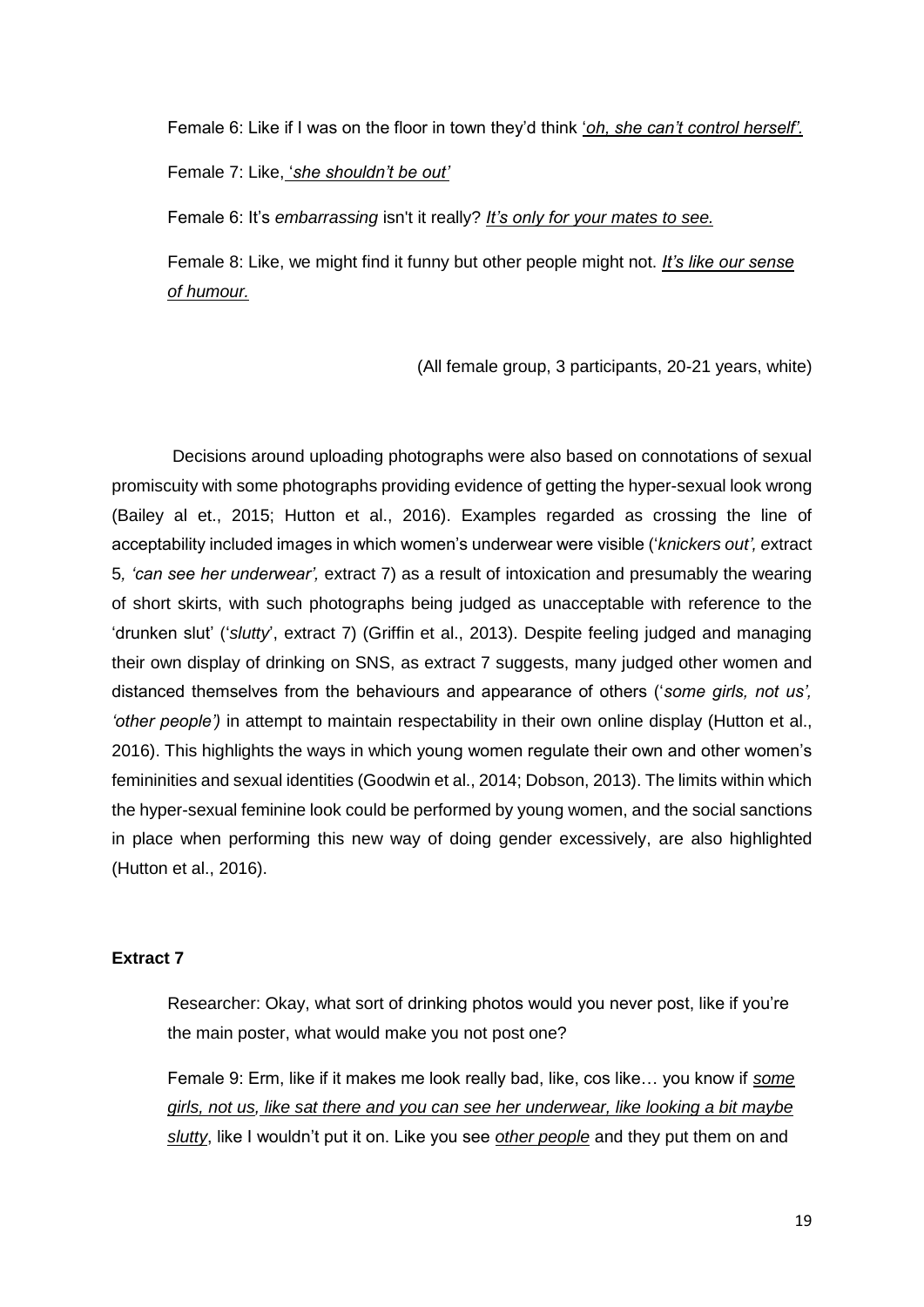> Female 6: Like if I was on the floor in town they'd think '*<u>oh, she can't control herself'.</u>*
>
> Female 7: Like, '*<u>she shouldn't be out'</u>*
>
> Female 6: It's *embarrassing* isn't it really? *<u>It's only for your mates to see.</u>*
>
> Female 8: Like, we might find it funny but other people might not. *<u>It's like our sense of humour.</u>*

(All female group, 3 participants, 20-21 years, white)

Decisions around uploading photographs were also based on connotations of sexual promiscuity with some photographs providing evidence of getting the hyper-sexual look wrong (Bailey al et., 2015; Hutton et al., 2016). Examples regarded as crossing the line of acceptability included images in which women's underwear were visible ('*knickers out', e*xtract 5*, 'can see her underwear',* extract 7) as a result of intoxication and presumably the wearing of short skirts, with such photographs being judged as unacceptable with reference to the 'drunken slut' ('*slutty*', extract 7) (Griffin et al., 2013). Despite feeling judged and managing their own display of drinking on SNS, as extract 7 suggests, many judged other women and distanced themselves from the behaviours and appearance of others ('*some girls, not us', 'other people')* in attempt to maintain respectability in their own online display (Hutton et al., 2016). This highlights the ways in which young women regulate their own and other women's femininities and sexual identities (Goodwin et al., 2014; Dobson, 2013). The limits within which the hyper-sexual feminine look could be performed by young women, and the social sanctions in place when performing this new way of doing gender excessively, are also highlighted (Hutton et al., 2016).

**Extract 7**

> Researcher: Okay, what sort of drinking photos would you never post, like if you're the main poster, what would make you not post one?
>
> Female 9: Erm, like if it makes me look really bad, like, cos like… you know if *<u>some girls, not us, like sat there and you can see her underwear, like looking a bit maybe slutty</u>*, like I wouldn't put it on. Like you see *<u>other people</u>* and they put them on and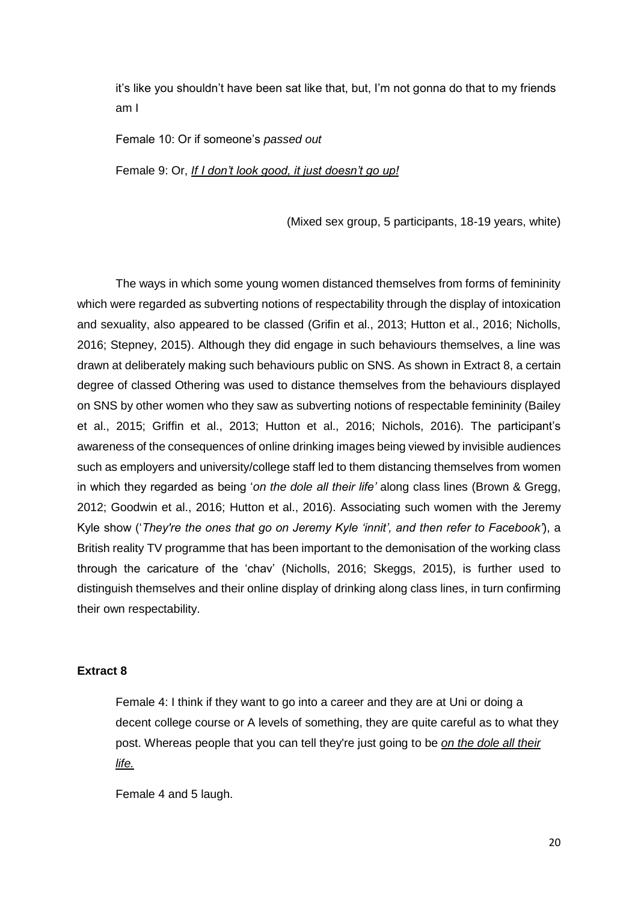it's like you shouldn't have been sat like that, but, I'm not gonna do that to my friends am I

Female 10: Or if someone's *passed out*

Female 9: Or, ***If I don't look good, it just doesn't go up!***

(Mixed sex group, 5 participants, 18-19 years, white)

The ways in which some young women distanced themselves from forms of femininity which were regarded as subverting notions of respectability through the display of intoxication and sexuality, also appeared to be classed (Grifin et al., 2013; Hutton et al., 2016; Nicholls, 2016; Stepney, 2015). Although they did engage in such behaviours themselves, a line was drawn at deliberately making such behaviours public on SNS. As shown in Extract 8, a certain degree of classed Othering was used to distance themselves from the behaviours displayed on SNS by other women who they saw as subverting notions of respectable femininity (Bailey et al., 2015; Griffin et al., 2013; Hutton et al., 2016; Nichols, 2016). The participant's awareness of the consequences of online drinking images being viewed by invisible audiences such as employers and university/college staff led to them distancing themselves from women in which they regarded as being '*on the dole all their life'* along class lines (Brown & Gregg, 2012; Goodwin et al., 2016; Hutton et al., 2016). Associating such women with the Jeremy Kyle show ('*They're the ones that go on Jeremy Kyle 'innit', and then refer to Facebook'*), a British reality TV programme that has been important to the demonisation of the working class through the caricature of the 'chav' (Nicholls, 2016; Skeggs, 2015), is further used to distinguish themselves and their online display of drinking along class lines, in turn confirming their own respectability.

**Extract 8**

Female 4: I think if they want to go into a career and they are at Uni or doing a decent college course or A levels of something, they are quite careful as to what they post. Whereas people that you can tell they're just going to be ***on the dole all their life.***

Female 4 and 5 laugh.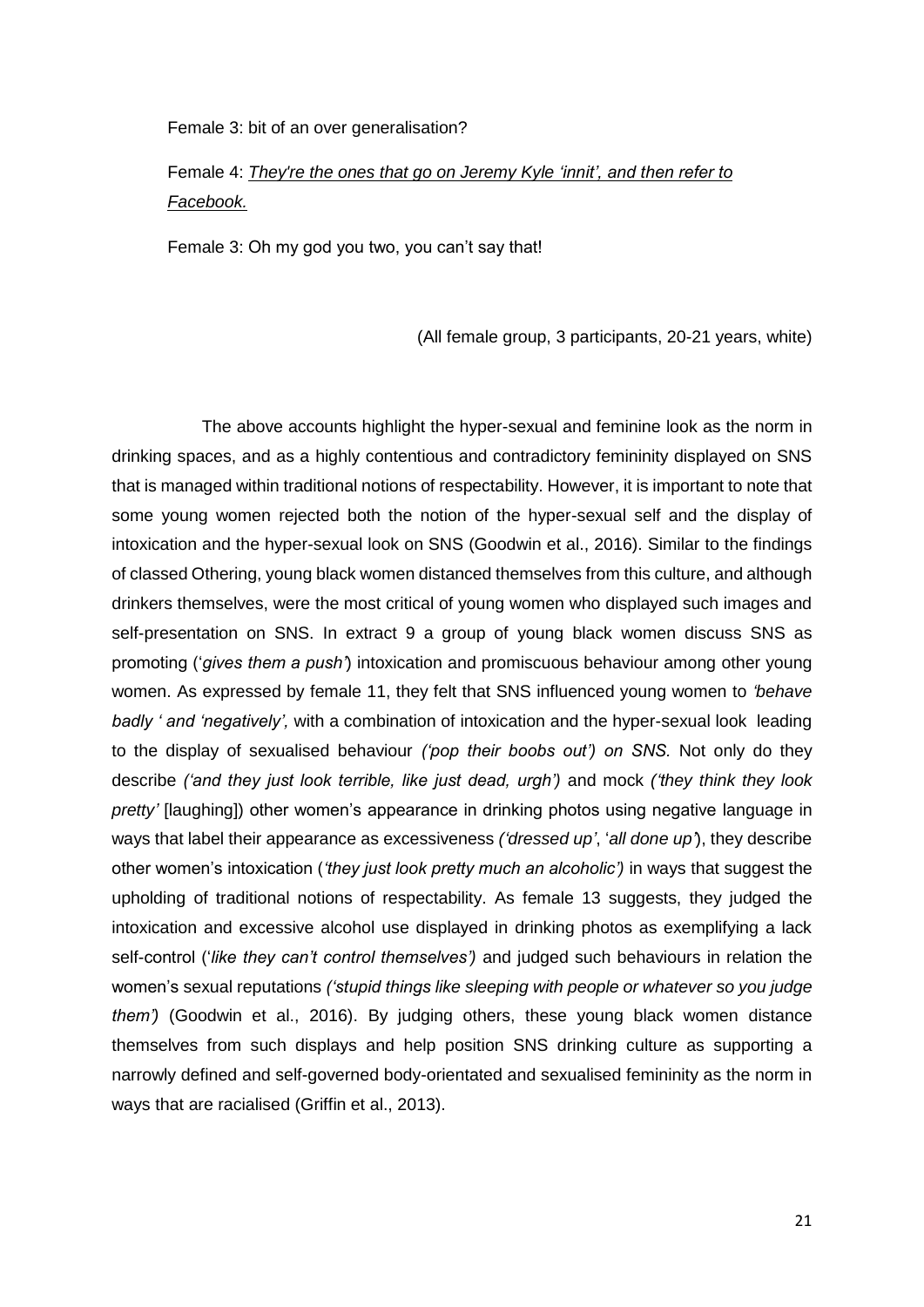Female 3: bit of an over generalisation?

Female 4: *They're the ones that go on Jeremy Kyle 'innit', and then refer to Facebook.*

Female 3: Oh my god you two, you can't say that!

(All female group, 3 participants, 20-21 years, white)

The above accounts highlight the hyper-sexual and feminine look as the norm in drinking spaces, and as a highly contentious and contradictory femininity displayed on SNS that is managed within traditional notions of respectability. However, it is important to note that some young women rejected both the notion of the hyper-sexual self and the display of intoxication and the hyper-sexual look on SNS (Goodwin et al., 2016). Similar to the findings of classed Othering, young black women distanced themselves from this culture, and although drinkers themselves, were the most critical of young women who displayed such images and self-presentation on SNS. In extract 9 a group of young black women discuss SNS as promoting ('*gives them a push*') intoxication and promiscuous behaviour among other young women. As expressed by female 11, they felt that SNS influenced young women to *'behave badly ' and 'negatively',* with a combination of intoxication and the hyper-sexual look leading to the display of sexualised behaviour *('pop their boobs out') on SNS.* Not only do they describe *('and they just look terrible, like just dead, urgh')* and mock *('they think they look pretty'* [laughing]) other women's appearance in drinking photos using negative language in ways that label their appearance as excessiveness *('dressed up'*, '*all done up*'), they describe other women's intoxication (*'they just look pretty much an alcoholic')* in ways that suggest the upholding of traditional notions of respectability. As female 13 suggests, they judged the intoxication and excessive alcohol use displayed in drinking photos as exemplifying a lack self-control ('*like they can't control themselves')* and judged such behaviours in relation the women's sexual reputations *('stupid things like sleeping with people or whatever so you judge them')* (Goodwin et al., 2016). By judging others, these young black women distance themselves from such displays and help position SNS drinking culture as supporting a narrowly defined and self-governed body-orientated and sexualised femininity as the norm in ways that are racialised (Griffin et al., 2013).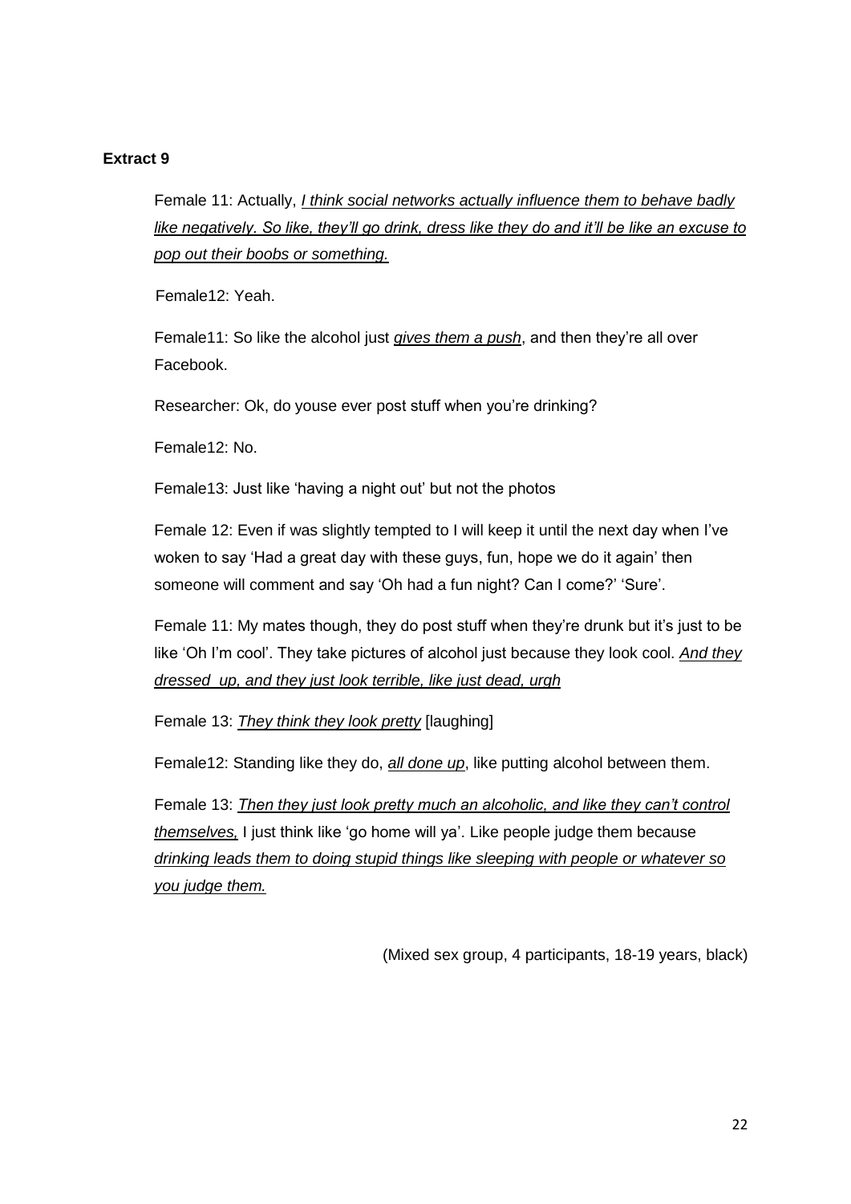**Extract 9**

Female 11: Actually, *I think social networks actually influence them to behave badly like negatively. So like, they'll go drink, dress like they do and it'll be like an excuse to pop out their boobs or something.*

Female12: Yeah.

Female11: So like the alcohol just *gives them a push*, and then they're all over Facebook.

Researcher: Ok, do youse ever post stuff when you're drinking?

Female12: No.

Female13: Just like 'having a night out' but not the photos

Female 12: Even if was slightly tempted to I will keep it until the next day when I've woken to say 'Had a great day with these guys, fun, hope we do it again' then someone will comment and say 'Oh had a fun night? Can I come?' 'Sure'.

Female 11: My mates though, they do post stuff when they're drunk but it's just to be like 'Oh I'm cool'. They take pictures of alcohol just because they look cool. *And they dressed up, and they just look terrible, like just dead, urgh*

Female 13: *They think they look pretty* [laughing]

Female12: Standing like they do, *all done up*, like putting alcohol between them.

Female 13: *Then they just look pretty much an alcoholic, and like they can't control themselves,* I just think like 'go home will ya'. Like people judge them because *drinking leads them to doing stupid things like sleeping with people or whatever so you judge them.*

(Mixed sex group, 4 participants, 18-19 years, black)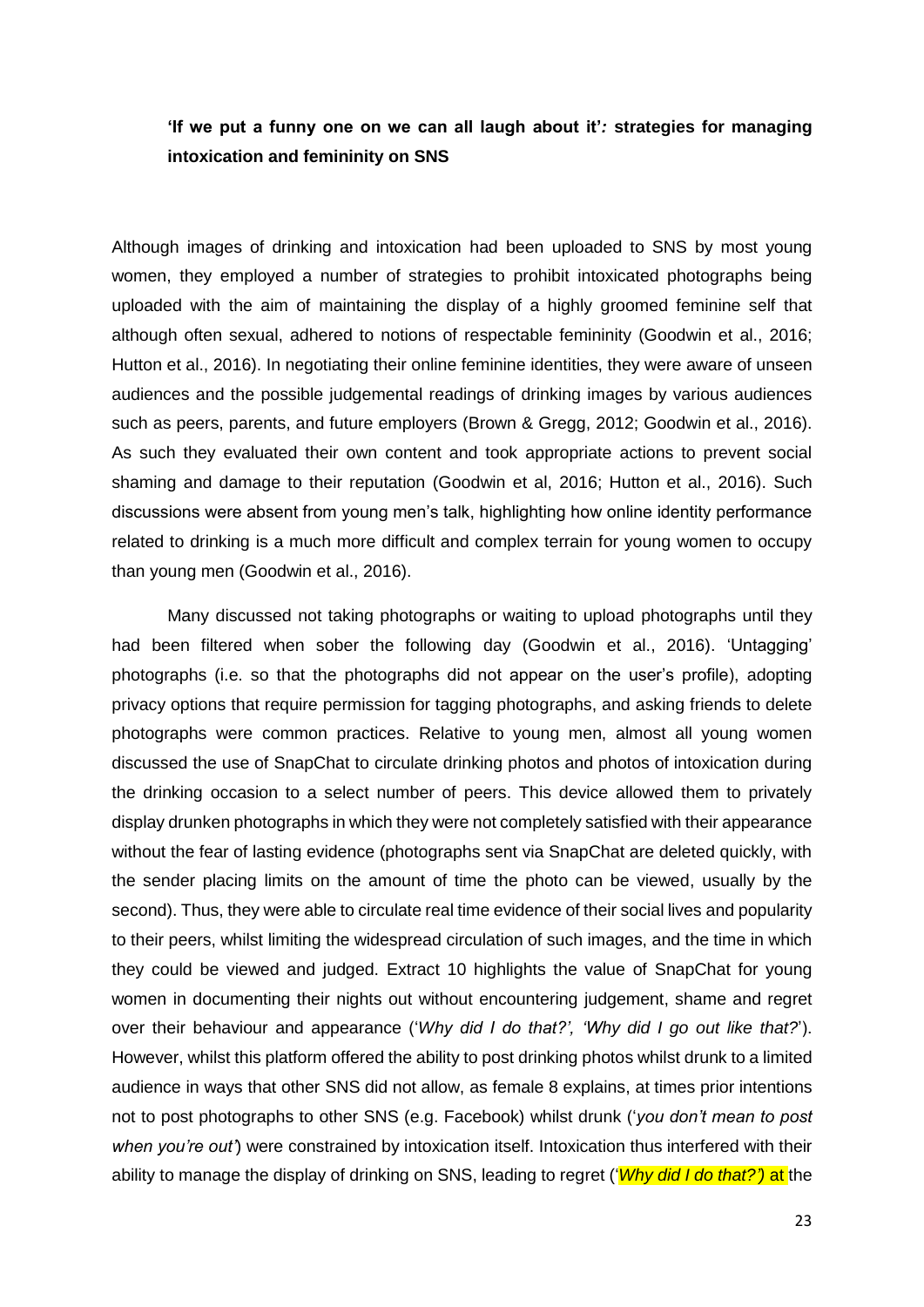**'If we put a funny one on we can all laugh about it'*:* strategies for managing intoxication and femininity on SNS**

Although images of drinking and intoxication had been uploaded to SNS by most young women, they employed a number of strategies to prohibit intoxicated photographs being uploaded with the aim of maintaining the display of a highly groomed feminine self that although often sexual, adhered to notions of respectable femininity (Goodwin et al., 2016; Hutton et al., 2016). In negotiating their online feminine identities, they were aware of unseen audiences and the possible judgemental readings of drinking images by various audiences such as peers, parents, and future employers (Brown & Gregg, 2012; Goodwin et al., 2016). As such they evaluated their own content and took appropriate actions to prevent social shaming and damage to their reputation (Goodwin et al, 2016; Hutton et al., 2016). Such discussions were absent from young men's talk, highlighting how online identity performance related to drinking is a much more difficult and complex terrain for young women to occupy than young men (Goodwin et al., 2016).

Many discussed not taking photographs or waiting to upload photographs until they had been filtered when sober the following day (Goodwin et al., 2016). 'Untagging' photographs (i.e. so that the photographs did not appear on the user's profile), adopting privacy options that require permission for tagging photographs, and asking friends to delete photographs were common practices. Relative to young men, almost all young women discussed the use of SnapChat to circulate drinking photos and photos of intoxication during the drinking occasion to a select number of peers. This device allowed them to privately display drunken photographs in which they were not completely satisfied with their appearance without the fear of lasting evidence (photographs sent via SnapChat are deleted quickly, with the sender placing limits on the amount of time the photo can be viewed, usually by the second). Thus, they were able to circulate real time evidence of their social lives and popularity to their peers, whilst limiting the widespread circulation of such images, and the time in which they could be viewed and judged. Extract 10 highlights the value of SnapChat for young women in documenting their nights out without encountering judgement, shame and regret over their behaviour and appearance ('*Why did I do that?', 'Why did I go out like that?*'). However, whilst this platform offered the ability to post drinking photos whilst drunk to a limited audience in ways that other SNS did not allow, as female 8 explains, at times prior intentions not to post photographs to other SNS (e.g. Facebook) whilst drunk ('*you don't mean to post when you're out*') were constrained by intoxication itself. Intoxication thus interfered with their ability to manage the display of drinking on SNS, leading to regret ('*Why did I do that?')* at the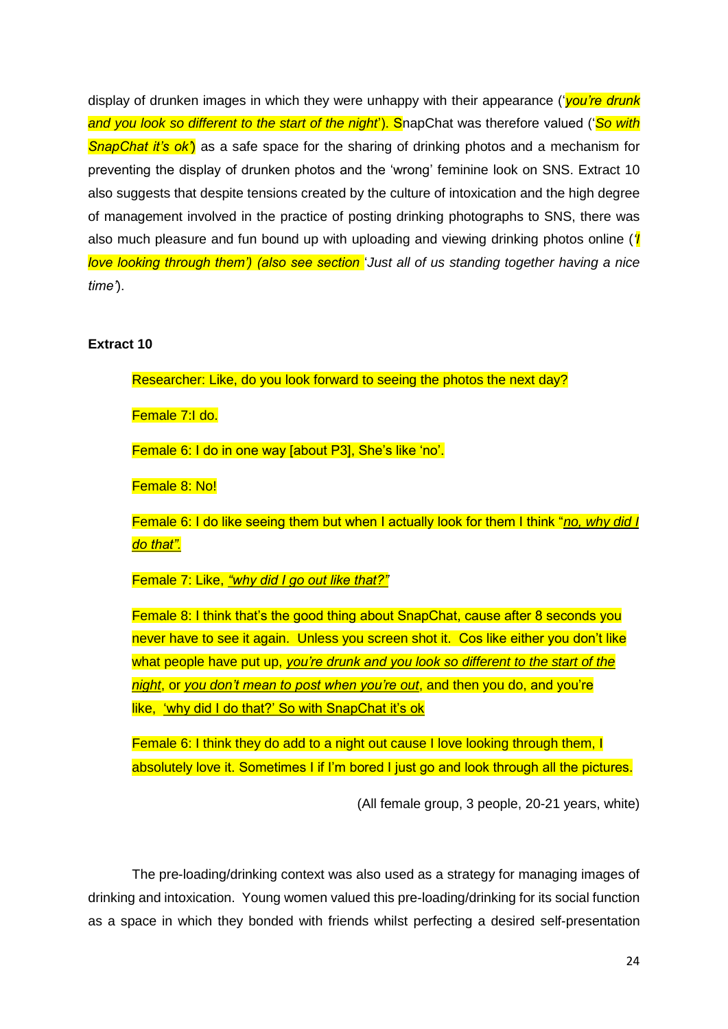display of drunken images in which they were unhappy with their appearance ('*you're drunk and you look so different to the start of the night*'). SnapChat was therefore valued ('*So with SnapChat it's ok*') as a safe space for the sharing of drinking photos and a mechanism for preventing the display of drunken photos and the 'wrong' feminine look on SNS. Extract 10 also suggests that despite tensions created by the culture of intoxication and the high degree of management involved in the practice of posting drinking photographs to SNS, there was also much pleasure and fun bound up with uploading and viewing drinking photos online ('*I love looking through them') (also see section* '*Just all of us standing together having a nice time*').

**Extract 10**

> Researcher: Like, do you look forward to seeing the photos the next day?
>
> Female 7:I do.
>
> Female 6: I do in one way [about P3], She's like 'no'.
>
> Female 8: No!
>
> Female 6: I do like seeing them but when I actually look for them I think "*no, why did I do that".*
>
> Female 7: Like, *"why did I go out like that?"*
>
> Female 8: I think that's the good thing about SnapChat, cause after 8 seconds you never have to see it again. Unless you screen shot it. Cos like either you don't like what people have put up, *you're drunk and you look so different to the start of the night*, or *you don't mean to post when you're out*, and then you do, and you're like, 'why did I do that?' So with SnapChat it's ok
>
> Female 6: I think they do add to a night out cause I love looking through them, I absolutely love it. Sometimes I if I'm bored I just go and look through all the pictures.
>
> (All female group, 3 people, 20-21 years, white)

The pre-loading/drinking context was also used as a strategy for managing images of drinking and intoxication. Young women valued this pre-loading/drinking for its social function as a space in which they bonded with friends whilst perfecting a desired self-presentation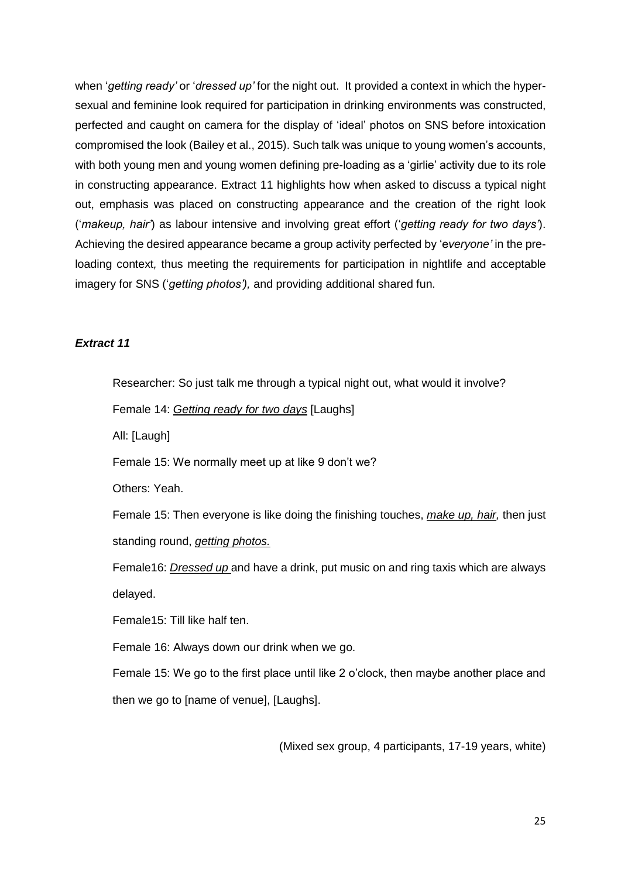when '*getting ready'* or '*dressed up'* for the night out. It provided a context in which the hyper-sexual and feminine look required for participation in drinking environments was constructed, perfected and caught on camera for the display of 'ideal' photos on SNS before intoxication compromised the look (Bailey et al., 2015). Such talk was unique to young women's accounts, with both young men and young women defining pre-loading as a 'girlie' activity due to its role in constructing appearance. Extract 11 highlights how when asked to discuss a typical night out, emphasis was placed on constructing appearance and the creation of the right look ('*makeup, hair*') as labour intensive and involving great effort ('*getting ready for two days*'). Achieving the desired appearance became a group activity perfected by 'e*veryone'* in the pre-loading context*,* thus meeting the requirements for participation in nightlife and acceptable imagery for SNS ('*getting photos'),* and providing additional shared fun.

***Extract 11***

Researcher: So just talk me through a typical night out, what would it involve?

Female 14: <u>*Getting ready for two days*</u> [Laughs]

All: [Laugh]

Female 15: We normally meet up at like 9 don't we?

Others: Yeah.

Female 15: Then everyone is like doing the finishing touches, <u>*make up, hair,*</u> then just standing round, <u>*getting photos.*</u>

Female16: <u>*Dressed up*</u> and have a drink, put music on and ring taxis which are always delayed.

Female15: Till like half ten.

Female 16: Always down our drink when we go.

Female 15: We go to the first place until like 2 o'clock, then maybe another place and then we go to [name of venue], [Laughs].

(Mixed sex group, 4 participants, 17-19 years, white)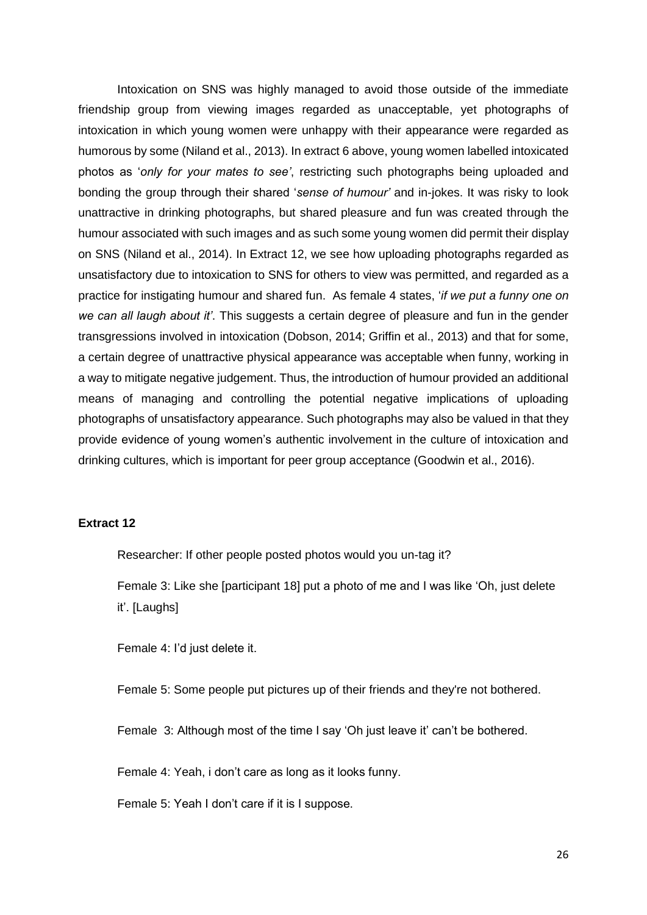Intoxication on SNS was highly managed to avoid those outside of the immediate friendship group from viewing images regarded as unacceptable, yet photographs of intoxication in which young women were unhappy with their appearance were regarded as humorous by some (Niland et al., 2013). In extract 6 above, young women labelled intoxicated photos as '*only for your mates to see'*, restricting such photographs being uploaded and bonding the group through their shared '*sense of humour'* and in-jokes. It was risky to look unattractive in drinking photographs, but shared pleasure and fun was created through the humour associated with such images and as such some young women did permit their display on SNS (Niland et al., 2014). In Extract 12, we see how uploading photographs regarded as unsatisfactory due to intoxication to SNS for others to view was permitted, and regarded as a practice for instigating humour and shared fun. As female 4 states, '*if we put a funny one on we can all laugh about it'*. This suggests a certain degree of pleasure and fun in the gender transgressions involved in intoxication (Dobson, 2014; Griffin et al., 2013) and that for some, a certain degree of unattractive physical appearance was acceptable when funny, working in a way to mitigate negative judgement. Thus, the introduction of humour provided an additional means of managing and controlling the potential negative implications of uploading photographs of unsatisfactory appearance. Such photographs may also be valued in that they provide evidence of young women's authentic involvement in the culture of intoxication and drinking cultures, which is important for peer group acceptance (Goodwin et al., 2016).

**Extract 12**

Researcher: If other people posted photos would you un-tag it?

Female 3: Like she [participant 18] put a photo of me and I was like 'Oh, just delete it'. [Laughs]

Female 4: I'd just delete it.

Female 5: Some people put pictures up of their friends and they're not bothered.

Female 3: Although most of the time I say 'Oh just leave it' can't be bothered.

Female 4: Yeah, i don't care as long as it looks funny.

Female 5: Yeah I don't care if it is I suppose.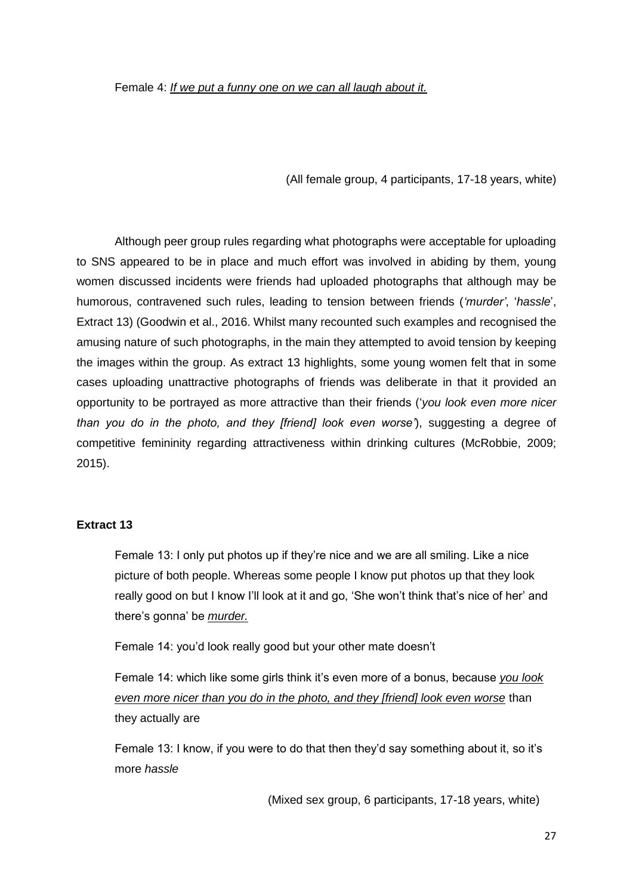Female 4: *If we put a funny one on we can all laugh about it.*

(All female group, 4 participants, 17-18 years, white)

Although peer group rules regarding what photographs were acceptable for uploading to SNS appeared to be in place and much effort was involved in abiding by them, young women discussed incidents were friends had uploaded photographs that although may be humorous, contravened such rules, leading to tension between friends (*'murder'*, '*hassle*', Extract 13) (Goodwin et al., 2016. Whilst many recounted such examples and recognised the amusing nature of such photographs, in the main they attempted to avoid tension by keeping the images within the group. As extract 13 highlights, some young women felt that in some cases uploading unattractive photographs of friends was deliberate in that it provided an opportunity to be portrayed as more attractive than their friends ('*you look even more nicer than you do in the photo, and they [friend] look even worse'*), suggesting a degree of competitive femininity regarding attractiveness within drinking cultures (McRobbie, 2009; 2015).

**Extract 13**

Female 13: I only put photos up if they're nice and we are all smiling. Like a nice picture of both people. Whereas some people I know put photos up that they look really good on but I know I'll look at it and go, 'She won't think that's nice of her' and there's gonna' be *murder.*

Female 14: you'd look really good but your other mate doesn't

Female 14: which like some girls think it's even more of a bonus, because *you look even more nicer than you do in the photo, and they [friend] look even worse* than they actually are

Female 13: I know, if you were to do that then they'd say something about it, so it's more *hassle*

(Mixed sex group, 6 participants, 17-18 years, white)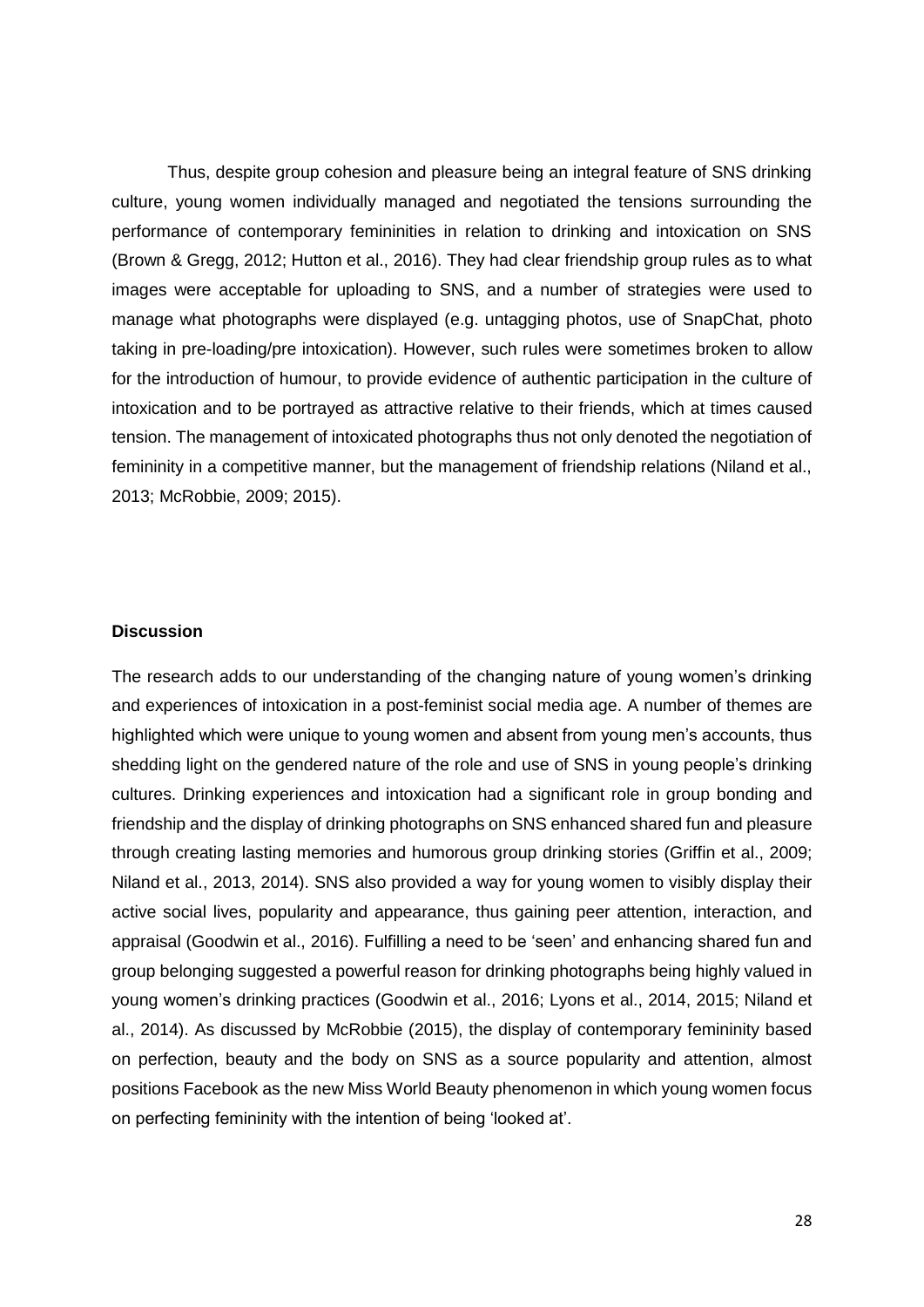Thus, despite group cohesion and pleasure being an integral feature of SNS drinking culture, young women individually managed and negotiated the tensions surrounding the performance of contemporary femininities in relation to drinking and intoxication on SNS (Brown & Gregg, 2012; Hutton et al., 2016). They had clear friendship group rules as to what images were acceptable for uploading to SNS, and a number of strategies were used to manage what photographs were displayed (e.g. untagging photos, use of SnapChat, photo taking in pre-loading/pre intoxication). However, such rules were sometimes broken to allow for the introduction of humour, to provide evidence of authentic participation in the culture of intoxication and to be portrayed as attractive relative to their friends, which at times caused tension. The management of intoxicated photographs thus not only denoted the negotiation of femininity in a competitive manner, but the management of friendship relations (Niland et al., 2013; McRobbie, 2009; 2015).

**Discussion**

The research adds to our understanding of the changing nature of young women's drinking and experiences of intoxication in a post-feminist social media age. A number of themes are highlighted which were unique to young women and absent from young men's accounts, thus shedding light on the gendered nature of the role and use of SNS in young people's drinking cultures. Drinking experiences and intoxication had a significant role in group bonding and friendship and the display of drinking photographs on SNS enhanced shared fun and pleasure through creating lasting memories and humorous group drinking stories (Griffin et al., 2009; Niland et al., 2013, 2014). SNS also provided a way for young women to visibly display their active social lives, popularity and appearance, thus gaining peer attention, interaction, and appraisal (Goodwin et al., 2016). Fulfilling a need to be 'seen' and enhancing shared fun and group belonging suggested a powerful reason for drinking photographs being highly valued in young women's drinking practices (Goodwin et al., 2016; Lyons et al., 2014, 2015; Niland et al., 2014). As discussed by McRobbie (2015), the display of contemporary femininity based on perfection, beauty and the body on SNS as a source popularity and attention, almost positions Facebook as the new Miss World Beauty phenomenon in which young women focus on perfecting femininity with the intention of being 'looked at'.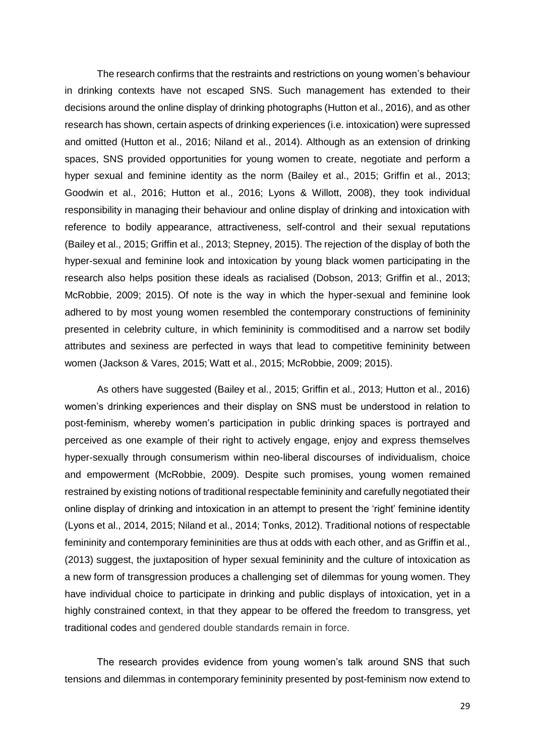The research confirms that the restraints and restrictions on young women's behaviour in drinking contexts have not escaped SNS. Such management has extended to their decisions around the online display of drinking photographs (Hutton et al., 2016), and as other research has shown, certain aspects of drinking experiences (i.e. intoxication) were supressed and omitted (Hutton et al., 2016; Niland et al., 2014). Although as an extension of drinking spaces, SNS provided opportunities for young women to create, negotiate and perform a hyper sexual and feminine identity as the norm (Bailey et al., 2015; Griffin et al., 2013; Goodwin et al., 2016; Hutton et al., 2016; Lyons & Willott, 2008), they took individual responsibility in managing their behaviour and online display of drinking and intoxication with reference to bodily appearance, attractiveness, self-control and their sexual reputations (Bailey et al., 2015; Griffin et al., 2013; Stepney, 2015). The rejection of the display of both the hyper-sexual and feminine look and intoxication by young black women participating in the research also helps position these ideals as racialised (Dobson, 2013; Griffin et al., 2013; McRobbie, 2009; 2015). Of note is the way in which the hyper-sexual and feminine look adhered to by most young women resembled the contemporary constructions of femininity presented in celebrity culture, in which femininity is commoditised and a narrow set bodily attributes and sexiness are perfected in ways that lead to competitive femininity between women (Jackson & Vares, 2015; Watt et al., 2015; McRobbie, 2009; 2015).

As others have suggested (Bailey et al., 2015; Griffin et al., 2013; Hutton et al., 2016) women's drinking experiences and their display on SNS must be understood in relation to post-feminism, whereby women's participation in public drinking spaces is portrayed and perceived as one example of their right to actively engage, enjoy and express themselves hyper-sexually through consumerism within neo-liberal discourses of individualism, choice and empowerment (McRobbie, 2009). Despite such promises, young women remained restrained by existing notions of traditional respectable femininity and carefully negotiated their online display of drinking and intoxication in an attempt to present the 'right' feminine identity (Lyons et al., 2014, 2015; Niland et al., 2014; Tonks, 2012). Traditional notions of respectable femininity and contemporary femininities are thus at odds with each other, and as Griffin et al., (2013) suggest, the juxtaposition of hyper sexual femininity and the culture of intoxication as a new form of transgression produces a challenging set of dilemmas for young women. They have individual choice to participate in drinking and public displays of intoxication, yet in a highly constrained context, in that they appear to be offered the freedom to transgress, yet traditional codes and gendered double standards remain in force.

The research provides evidence from young women's talk around SNS that such tensions and dilemmas in contemporary femininity presented by post-feminism now extend to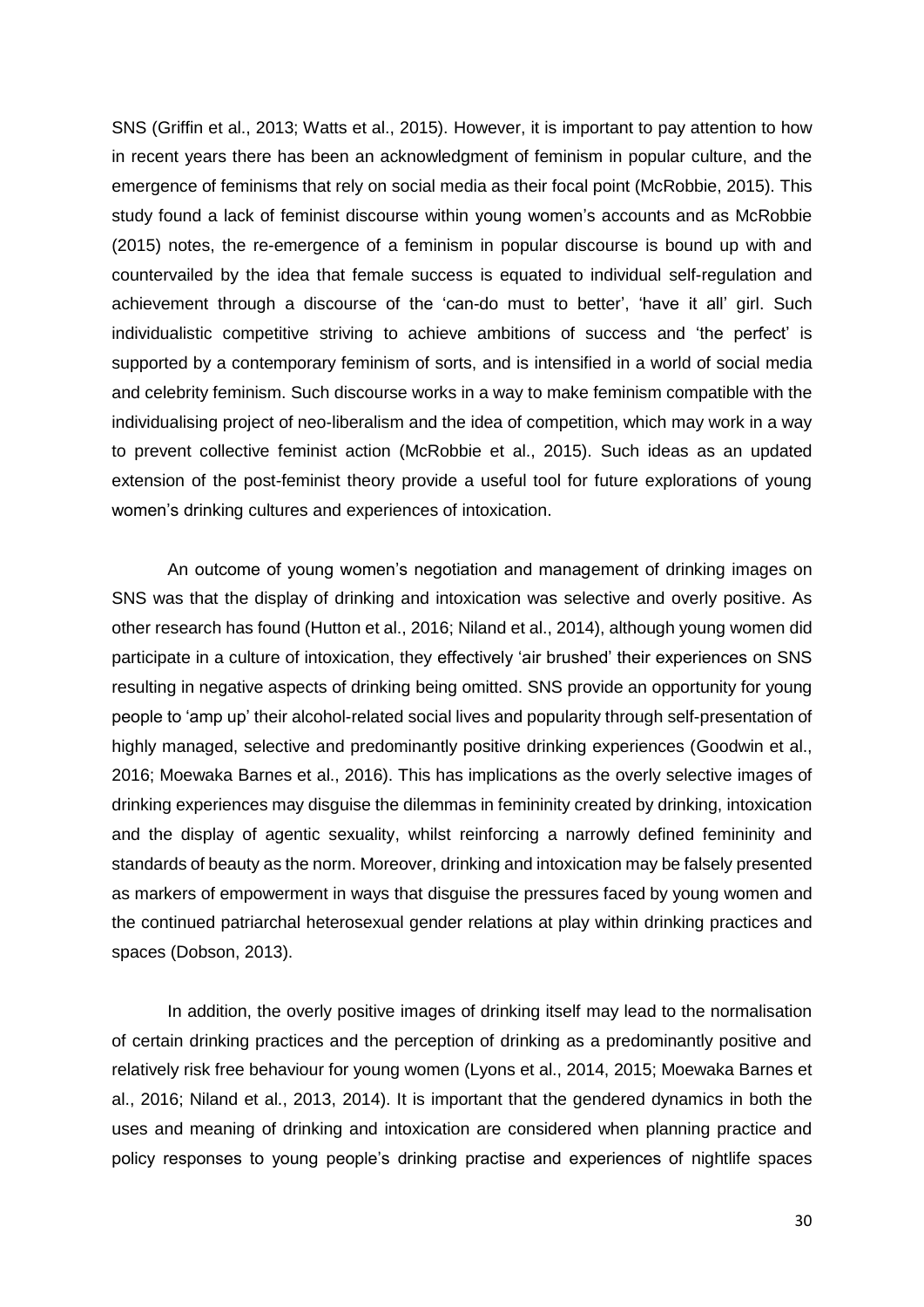SNS (Griffin et al., 2013; Watts et al., 2015). However, it is important to pay attention to how in recent years there has been an acknowledgment of feminism in popular culture, and the emergence of feminisms that rely on social media as their focal point (McRobbie, 2015). This study found a lack of feminist discourse within young women's accounts and as McRobbie (2015) notes, the re-emergence of a feminism in popular discourse is bound up with and countervailed by the idea that female success is equated to individual self-regulation and achievement through a discourse of the 'can-do must to better', 'have it all' girl. Such individualistic competitive striving to achieve ambitions of success and 'the perfect' is supported by a contemporary feminism of sorts, and is intensified in a world of social media and celebrity feminism. Such discourse works in a way to make feminism compatible with the individualising project of neo-liberalism and the idea of competition, which may work in a way to prevent collective feminist action (McRobbie et al., 2015). Such ideas as an updated extension of the post-feminist theory provide a useful tool for future explorations of young women's drinking cultures and experiences of intoxication.

An outcome of young women's negotiation and management of drinking images on SNS was that the display of drinking and intoxication was selective and overly positive. As other research has found (Hutton et al., 2016; Niland et al., 2014), although young women did participate in a culture of intoxication, they effectively 'air brushed' their experiences on SNS resulting in negative aspects of drinking being omitted. SNS provide an opportunity for young people to 'amp up' their alcohol-related social lives and popularity through self-presentation of highly managed, selective and predominantly positive drinking experiences (Goodwin et al., 2016; Moewaka Barnes et al., 2016). This has implications as the overly selective images of drinking experiences may disguise the dilemmas in femininity created by drinking, intoxication and the display of agentic sexuality, whilst reinforcing a narrowly defined femininity and standards of beauty as the norm. Moreover, drinking and intoxication may be falsely presented as markers of empowerment in ways that disguise the pressures faced by young women and the continued patriarchal heterosexual gender relations at play within drinking practices and spaces (Dobson, 2013).

In addition, the overly positive images of drinking itself may lead to the normalisation of certain drinking practices and the perception of drinking as a predominantly positive and relatively risk free behaviour for young women (Lyons et al., 2014, 2015; Moewaka Barnes et al., 2016; Niland et al., 2013, 2014). It is important that the gendered dynamics in both the uses and meaning of drinking and intoxication are considered when planning practice and policy responses to young people's drinking practise and experiences of nightlife spaces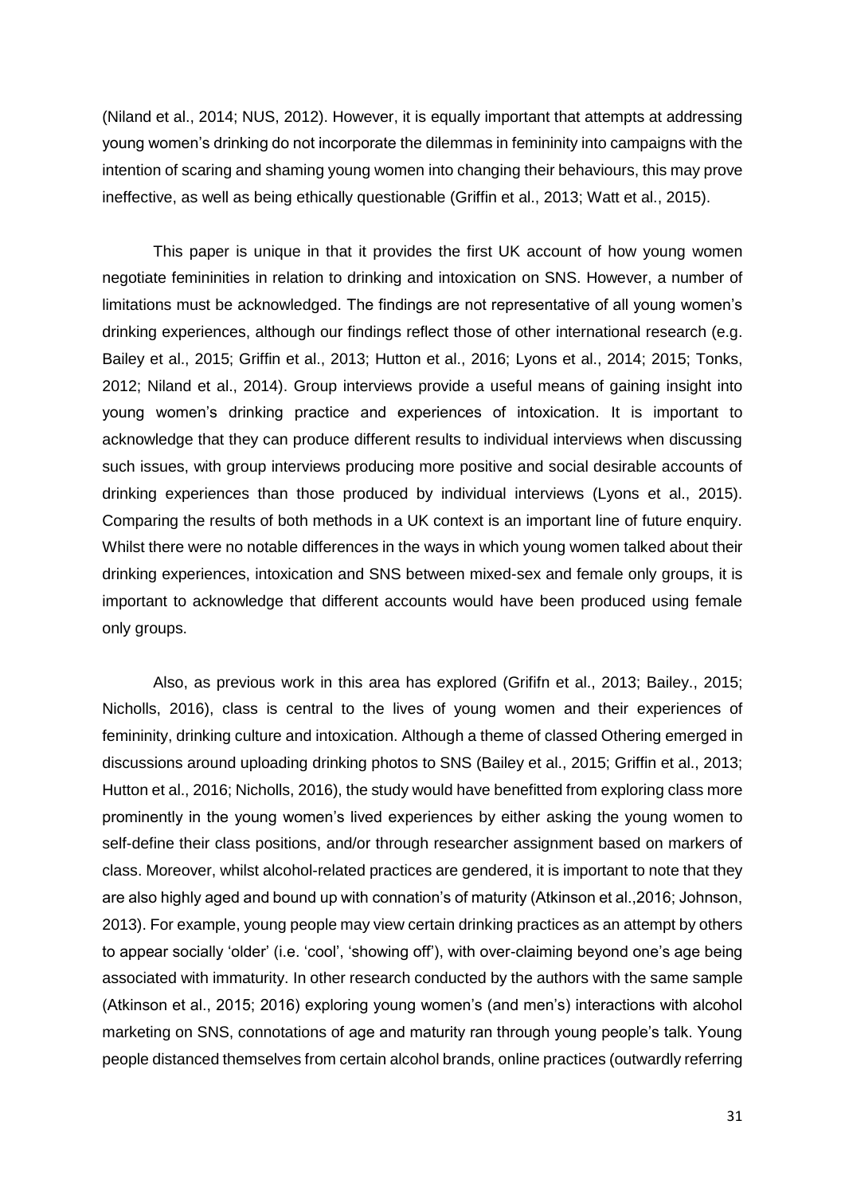(Niland et al., 2014; NUS, 2012). However, it is equally important that attempts at addressing young women's drinking do not incorporate the dilemmas in femininity into campaigns with the intention of scaring and shaming young women into changing their behaviours, this may prove ineffective, as well as being ethically questionable (Griffin et al., 2013; Watt et al., 2015).

This paper is unique in that it provides the first UK account of how young women negotiate femininities in relation to drinking and intoxication on SNS. However, a number of limitations must be acknowledged. The findings are not representative of all young women's drinking experiences, although our findings reflect those of other international research (e.g. Bailey et al., 2015; Griffin et al., 2013; Hutton et al., 2016; Lyons et al., 2014; 2015; Tonks, 2012; Niland et al., 2014). Group interviews provide a useful means of gaining insight into young women's drinking practice and experiences of intoxication. It is important to acknowledge that they can produce different results to individual interviews when discussing such issues, with group interviews producing more positive and social desirable accounts of drinking experiences than those produced by individual interviews (Lyons et al., 2015). Comparing the results of both methods in a UK context is an important line of future enquiry. Whilst there were no notable differences in the ways in which young women talked about their drinking experiences, intoxication and SNS between mixed-sex and female only groups, it is important to acknowledge that different accounts would have been produced using female only groups.

Also, as previous work in this area has explored (Grififn et al., 2013; Bailey., 2015; Nicholls, 2016), class is central to the lives of young women and their experiences of femininity, drinking culture and intoxication. Although a theme of classed Othering emerged in discussions around uploading drinking photos to SNS (Bailey et al., 2015; Griffin et al., 2013; Hutton et al., 2016; Nicholls, 2016), the study would have benefitted from exploring class more prominently in the young women's lived experiences by either asking the young women to self-define their class positions, and/or through researcher assignment based on markers of class. Moreover, whilst alcohol-related practices are gendered, it is important to note that they are also highly aged and bound up with connation's of maturity (Atkinson et al.,2016; Johnson, 2013). For example, young people may view certain drinking practices as an attempt by others to appear socially 'older' (i.e. 'cool', 'showing off'), with over-claiming beyond one's age being associated with immaturity. In other research conducted by the authors with the same sample (Atkinson et al., 2015; 2016) exploring young women's (and men's) interactions with alcohol marketing on SNS, connotations of age and maturity ran through young people's talk. Young people distanced themselves from certain alcohol brands, online practices (outwardly referring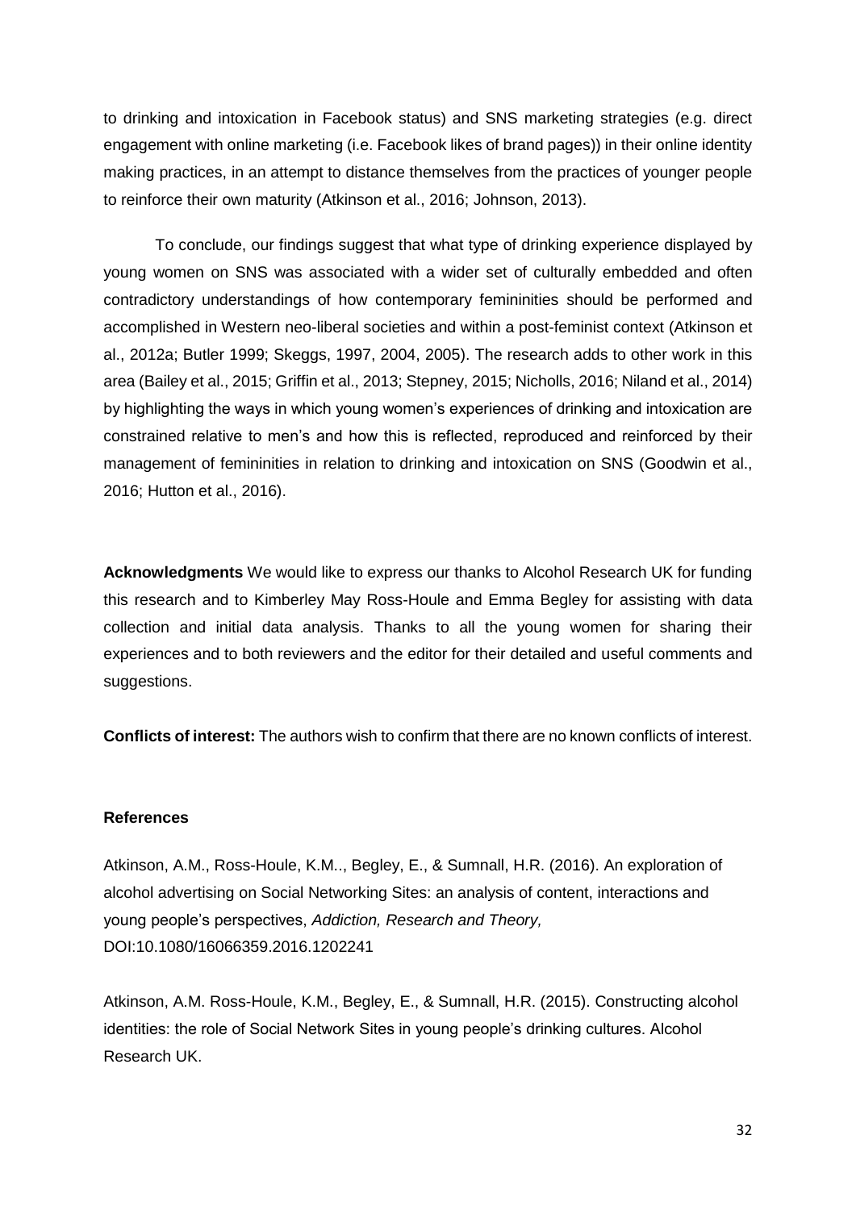to drinking and intoxication in Facebook status) and SNS marketing strategies (e.g. direct engagement with online marketing (i.e. Facebook likes of brand pages)) in their online identity making practices, in an attempt to distance themselves from the practices of younger people to reinforce their own maturity (Atkinson et al., 2016; Johnson, 2013).

To conclude, our findings suggest that what type of drinking experience displayed by young women on SNS was associated with a wider set of culturally embedded and often contradictory understandings of how contemporary femininities should be performed and accomplished in Western neo-liberal societies and within a post-feminist context (Atkinson et al., 2012a; Butler 1999; Skeggs, 1997, 2004, 2005). The research adds to other work in this area (Bailey et al., 2015; Griffin et al., 2013; Stepney, 2015; Nicholls, 2016; Niland et al., 2014) by highlighting the ways in which young women's experiences of drinking and intoxication are constrained relative to men's and how this is reflected, reproduced and reinforced by their management of femininities in relation to drinking and intoxication on SNS (Goodwin et al., 2016; Hutton et al., 2016).

**Acknowledgments** We would like to express our thanks to Alcohol Research UK for funding this research and to Kimberley May Ross-Houle and Emma Begley for assisting with data collection and initial data analysis. Thanks to all the young women for sharing their experiences and to both reviewers and the editor for their detailed and useful comments and suggestions.

**Conflicts of interest:** The authors wish to confirm that there are no known conflicts of interest.

**References**

Atkinson, A.M., Ross-Houle, K.M.., Begley, E., & Sumnall, H.R. (2016). An exploration of alcohol advertising on Social Networking Sites: an analysis of content, interactions and young people's perspectives, *Addiction, Research and Theory,* DOI:10.1080/16066359.2016.1202241

Atkinson, A.M. Ross-Houle, K.M., Begley, E., & Sumnall, H.R. (2015). Constructing alcohol identities: the role of Social Network Sites in young people's drinking cultures. Alcohol Research UK.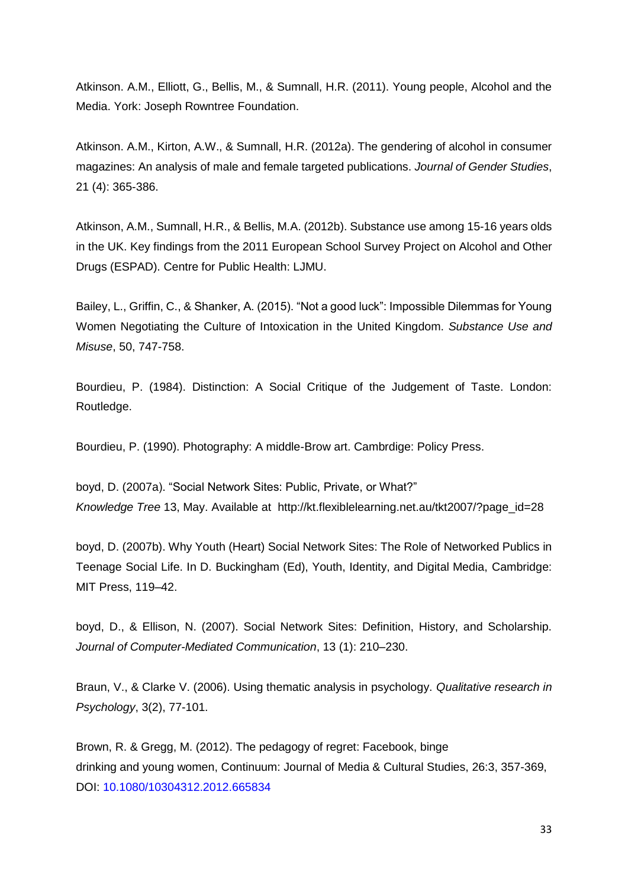Atkinson. A.M., Elliott, G., Bellis, M., & Sumnall, H.R. (2011). Young people, Alcohol and the Media. York: Joseph Rowntree Foundation.

Atkinson. A.M., Kirton, A.W., & Sumnall, H.R. (2012a). The gendering of alcohol in consumer magazines: An analysis of male and female targeted publications. *Journal of Gender Studies*, 21 (4): 365-386.

Atkinson, A.M., Sumnall, H.R., & Bellis, M.A. (2012b). Substance use among 15-16 years olds in the UK. Key findings from the 2011 European School Survey Project on Alcohol and Other Drugs (ESPAD). Centre for Public Health: LJMU.

Bailey, L., Griffin, C., & Shanker, A. (2015). "Not a good luck": Impossible Dilemmas for Young Women Negotiating the Culture of Intoxication in the United Kingdom. *Substance Use and Misuse*, 50, 747-758.

Bourdieu, P. (1984). Distinction: A Social Critique of the Judgement of Taste. London: Routledge.

Bourdieu, P. (1990). Photography: A middle-Brow art. Cambrdige: Policy Press.

boyd, D. (2007a). "Social Network Sites: Public, Private, or What?" *Knowledge Tree* 13, May. Available at http://kt.flexiblelearning.net.au/tkt2007/?page_id=28

boyd, D. (2007b). Why Youth (Heart) Social Network Sites: The Role of Networked Publics in Teenage Social Life. In D. Buckingham (Ed), Youth, Identity, and Digital Media, Cambridge: MIT Press, 119–42.

boyd, D., & Ellison, N. (2007). Social Network Sites: Definition, History, and Scholarship. *Journal of Computer-Mediated Communication*, 13 (1): 210–230.

Braun, V., & Clarke V. (2006). Using thematic analysis in psychology. *Qualitative research in Psychology*, 3(2), 77-101.

Brown, R. & Gregg, M. (2012). The pedagogy of regret: Facebook, binge drinking and young women, Continuum: Journal of Media & Cultural Studies, 26:3, 357-369, DOI: 10.1080/10304312.2012.665834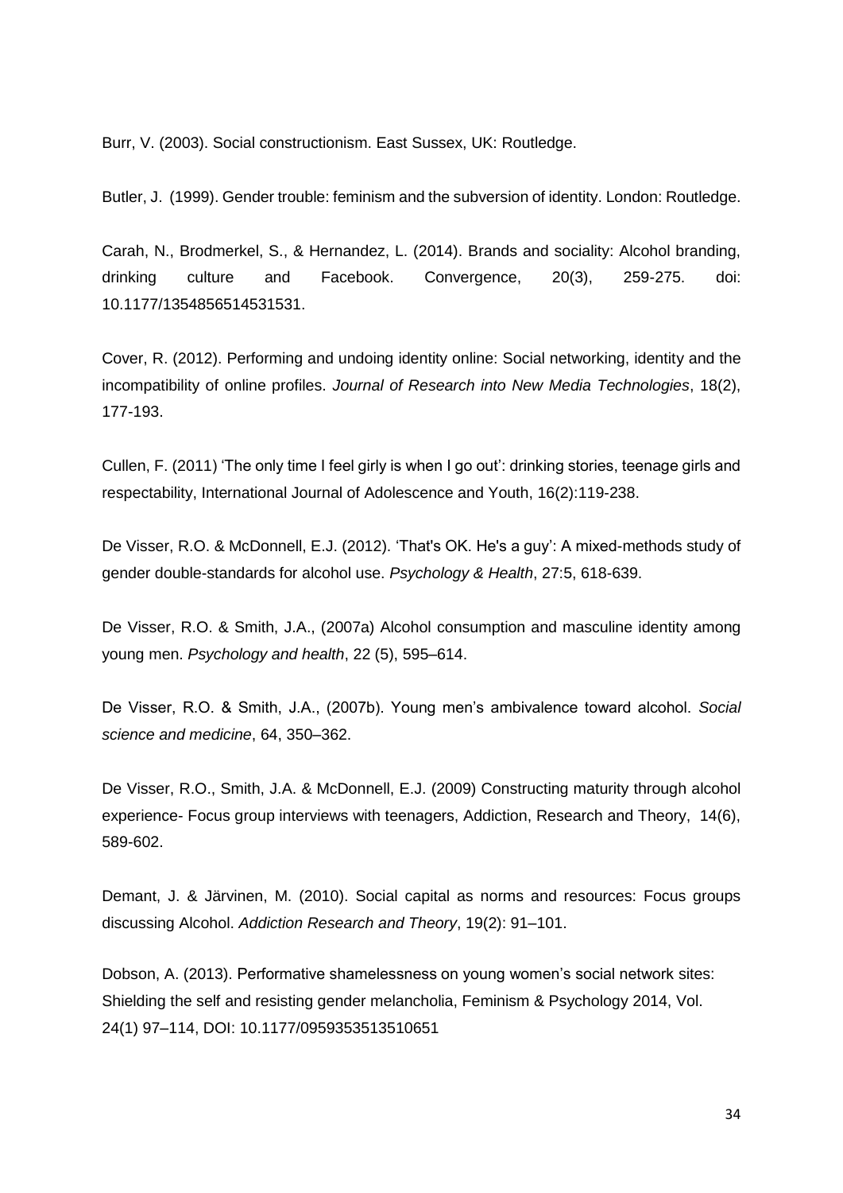Burr, V. (2003). Social constructionism. East Sussex, UK: Routledge.

Butler, J. (1999). Gender trouble: feminism and the subversion of identity. London: Routledge.

Carah, N., Brodmerkel, S., & Hernandez, L. (2014). Brands and sociality: Alcohol branding, drinking culture and Facebook. Convergence, 20(3), 259-275. doi: 10.1177/1354856514531531.

Cover, R. (2012). Performing and undoing identity online: Social networking, identity and the incompatibility of online profiles. *Journal of Research into New Media Technologies*, 18(2), 177-193.

Cullen, F. (2011) 'The only time I feel girly is when I go out': drinking stories, teenage girls and respectability, International Journal of Adolescence and Youth, 16(2):119-238.

De Visser, R.O. & McDonnell, E.J. (2012). 'That's OK. He's a guy': A mixed-methods study of gender double-standards for alcohol use. *Psychology & Health*, 27:5, 618-639.

De Visser, R.O. & Smith, J.A., (2007a) Alcohol consumption and masculine identity among young men. *Psychology and health*, 22 (5), 595–614.

De Visser, R.O. & Smith, J.A., (2007b). Young men's ambivalence toward alcohol. *Social science and medicine*, 64, 350–362.

De Visser, R.O., Smith, J.A. & McDonnell, E.J. (2009) Constructing maturity through alcohol experience- Focus group interviews with teenagers, Addiction, Research and Theory, 14(6), 589-602.

Demant, J. & Järvinen, M. (2010). Social capital as norms and resources: Focus groups discussing Alcohol. *Addiction Research and Theory*, 19(2): 91–101.

Dobson, A. (2013). Performative shamelessness on young women's social network sites: Shielding the self and resisting gender melancholia, Feminism & Psychology 2014, Vol. 24(1) 97–114, DOI: 10.1177/0959353513510651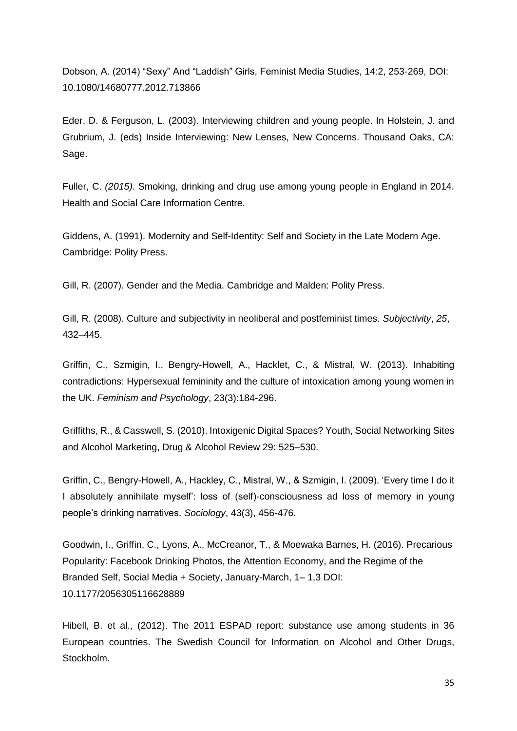Dobson, A. (2014) “Sexy” And “Laddish” Girls, Feminist Media Studies, 14:2, 253-269, DOI: 10.1080/14680777.2012.713866

Eder, D. & Ferguson, L. (2003). Interviewing children and young people. In Holstein, J. and Grubrium, J. (eds) Inside Interviewing: New Lenses, New Concerns. Thousand Oaks, CA: Sage.

Fuller, C. *(2015).* Smoking, drinking and drug use among young people in England in 2014. Health and Social Care Information Centre.

Giddens, A. (1991). Modernity and Self-Identity: Self and Society in the Late Modern Age. Cambridge: Polity Press.

Gill, R. (2007). Gender and the Media. Cambridge and Malden: Polity Press.

Gill, R. (2008). Culture and subjectivity in neoliberal and postfeminist times. *Subjectivity*, *25*, 432–445.

Griffin, C., Szmigin, I., Bengry-Howell, A., Hacklet, C., & Mistral, W. (2013). Inhabiting contradictions: Hypersexual femininity and the culture of intoxication among young women in the UK. *Feminism and Psychology*, 23(3):184-296.

Griffiths, R., & Casswell, S. (2010). Intoxigenic Digital Spaces? Youth, Social Networking Sites and Alcohol Marketing, Drug & Alcohol Review 29: 525–530.

Griffin, C., Bengry-Howell, A., Hackley, C., Mistral, W., & Szmigin, I. (2009). ‘Every time I do it I absolutely annihilate myself’: loss of (self)-consciousness ad loss of memory in young people’s drinking narratives. *Sociology*, 43(3), 456-476.

Goodwin, I., Griffin, C., Lyons, A., McCreanor, T., & Moewaka Barnes, H. (2016). Precarious Popularity: Facebook Drinking Photos, the Attention Economy, and the Regime of the Branded Self, Social Media + Society, January-March, 1– 1,3 DOI: 10.1177/2056305116628889

Hibell, B. et al., (2012). The 2011 ESPAD report: substance use among students in 36 European countries. The Swedish Council for Information on Alcohol and Other Drugs, Stockholm.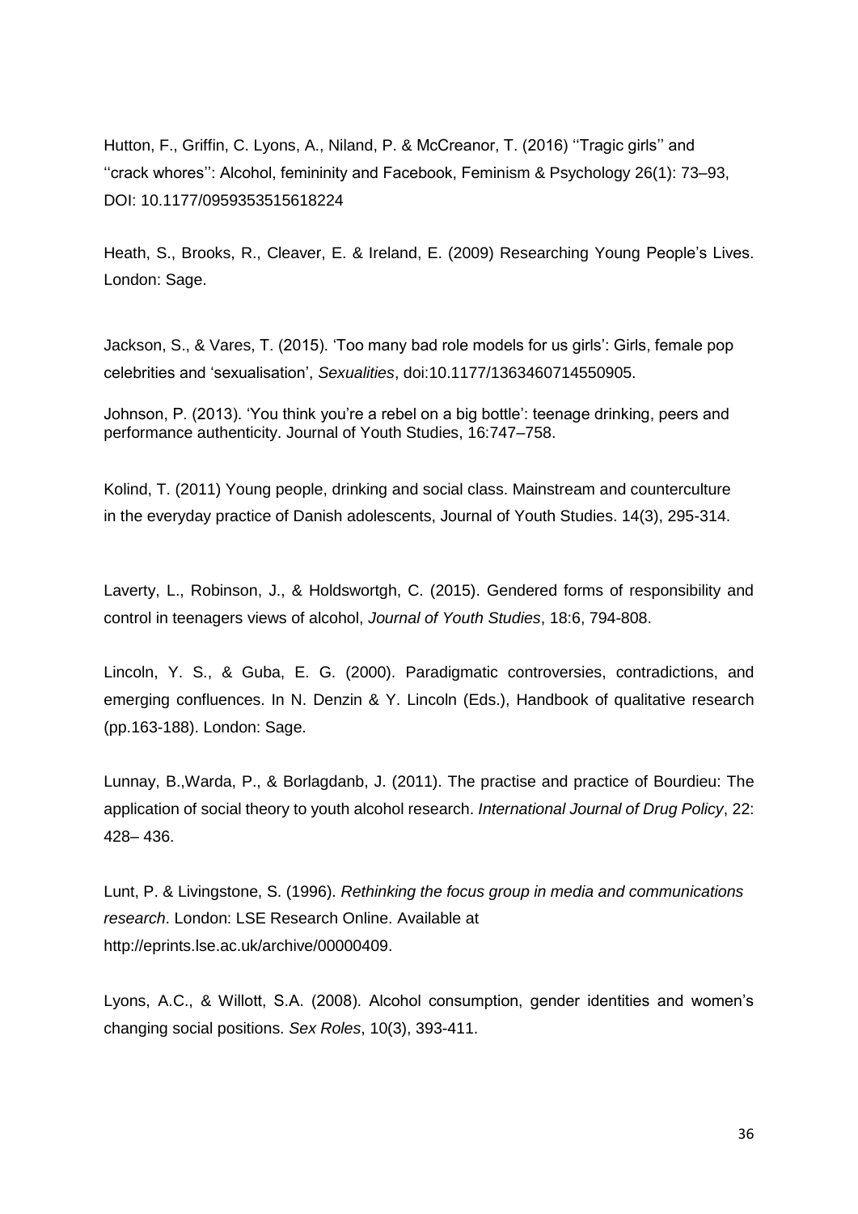Hutton, F., Griffin, C. Lyons, A., Niland, P. & McCreanor, T. (2016) ''Tragic girls'' and ''crack whores'': Alcohol, femininity and Facebook, Feminism & Psychology 26(1): 73–93, DOI: 10.1177/0959353515618224

Heath, S., Brooks, R., Cleaver, E. & Ireland, E. (2009) Researching Young People's Lives. London: Sage.

Jackson, S., & Vares, T. (2015). 'Too many bad role models for us girls': Girls, female pop celebrities and 'sexualisation', *Sexualities*, doi:10.1177/1363460714550905.

Johnson, P. (2013). 'You think you're a rebel on a big bottle': teenage drinking, peers and performance authenticity. Journal of Youth Studies, 16:747–758.

Kolind, T. (2011) Young people, drinking and social class. Mainstream and counterculture in the everyday practice of Danish adolescents, Journal of Youth Studies. 14(3), 295-314.

Laverty, L., Robinson, J., & Holdswortgh, C. (2015). Gendered forms of responsibility and control in teenagers views of alcohol, *Journal of Youth Studies*, 18:6, 794-808.

Lincoln, Y. S., & Guba, E. G. (2000). Paradigmatic controversies, contradictions, and emerging confluences. In N. Denzin & Y. Lincoln (Eds.), Handbook of qualitative research (pp.163-188). London: Sage.

Lunnay, B.,Warda, P., & Borlagdanb, J. (2011). The practise and practice of Bourdieu: The application of social theory to youth alcohol research. *International Journal of Drug Policy*, 22: 428– 436.

Lunt, P. & Livingstone, S. (1996). *Rethinking the focus group in media and communications research*. London: LSE Research Online. Available at http://eprints.lse.ac.uk/archive/00000409.

Lyons, A.C., & Willott, S.A. (2008). Alcohol consumption, gender identities and women's changing social positions. *Sex Roles*, 10(3), 393-411.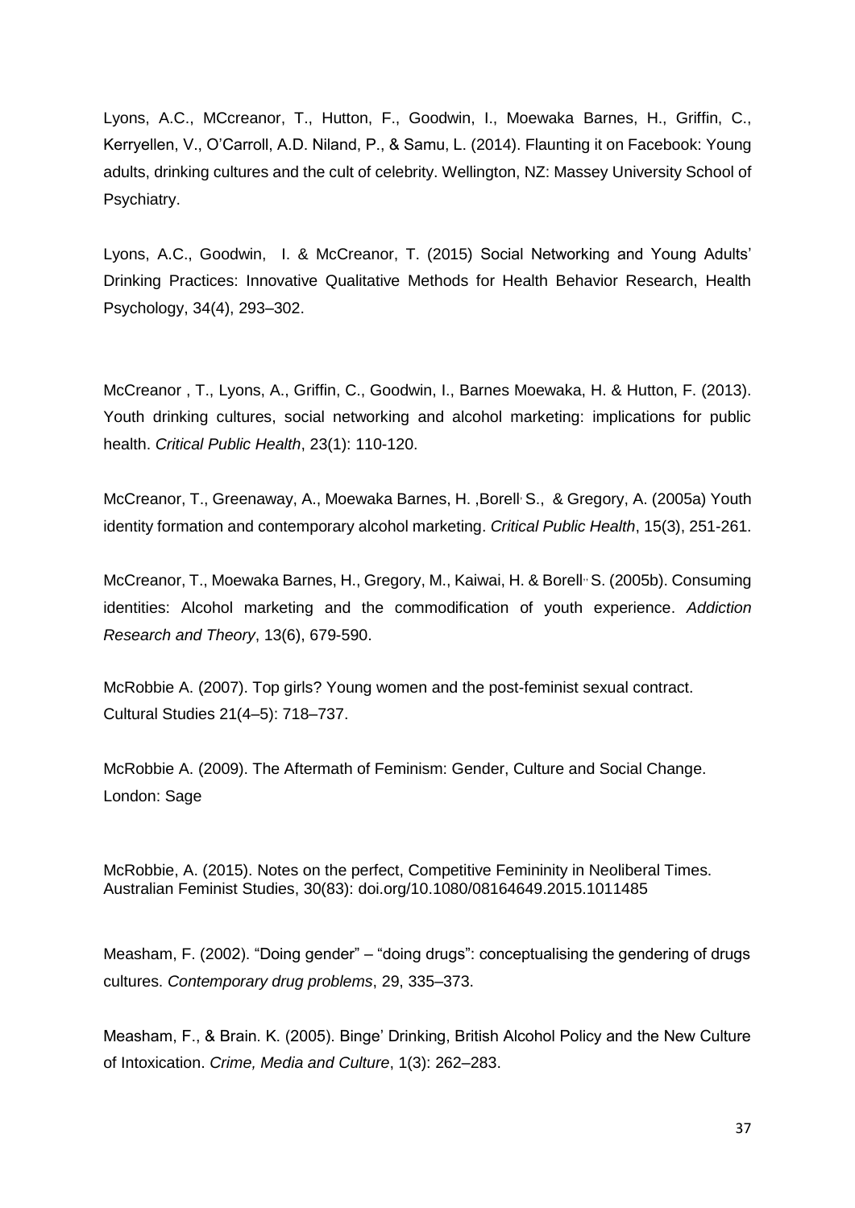Lyons, A.C., MCcreanor, T., Hutton, F., Goodwin, I., Moewaka Barnes, H., Griffin, C., Kerryellen, V., O'Carroll, A.D. Niland, P., & Samu, L. (2014). Flaunting it on Facebook: Young adults, drinking cultures and the cult of celebrity. Wellington, NZ: Massey University School of Psychiatry.

Lyons, A.C., Goodwin, I. & McCreanor, T. (2015) Social Networking and Young Adults' Drinking Practices: Innovative Qualitative Methods for Health Behavior Research, Health Psychology, 34(4), 293–302.

McCreanor , T., Lyons, A., Griffin, C., Goodwin, I., Barnes Moewaka, H. & Hutton, F. (2013). Youth drinking cultures, social networking and alcohol marketing: implications for public health. *Critical Public Health*, 23(1): 110-120.

McCreanor, T., Greenaway, A., Moewaka Barnes, H. ,Borell, S., & Gregory, A. (2005a) Youth identity formation and contemporary alcohol marketing. *Critical Public Health*, 15(3), 251-261.

McCreanor, T., Moewaka Barnes, H., Gregory, M., Kaiwai, H. & Borell,, S. (2005b). Consuming identities: Alcohol marketing and the commodification of youth experience. *Addiction Research and Theory*, 13(6), 679-590.

McRobbie A. (2007). Top girls? Young women and the post-feminist sexual contract. Cultural Studies 21(4–5): 718–737.

McRobbie A. (2009). The Aftermath of Feminism: Gender, Culture and Social Change. London: Sage

McRobbie, A. (2015). Notes on the perfect, Competitive Femininity in Neoliberal Times. Australian Feminist Studies, 30(83): doi.org/10.1080/08164649.2015.1011485

Measham, F. (2002). "Doing gender" – "doing drugs": conceptualising the gendering of drugs cultures. *Contemporary drug problems*, 29, 335–373.

Measham, F., & Brain. K. (2005). Binge' Drinking, British Alcohol Policy and the New Culture of Intoxication. *Crime, Media and Culture*, 1(3): 262–283.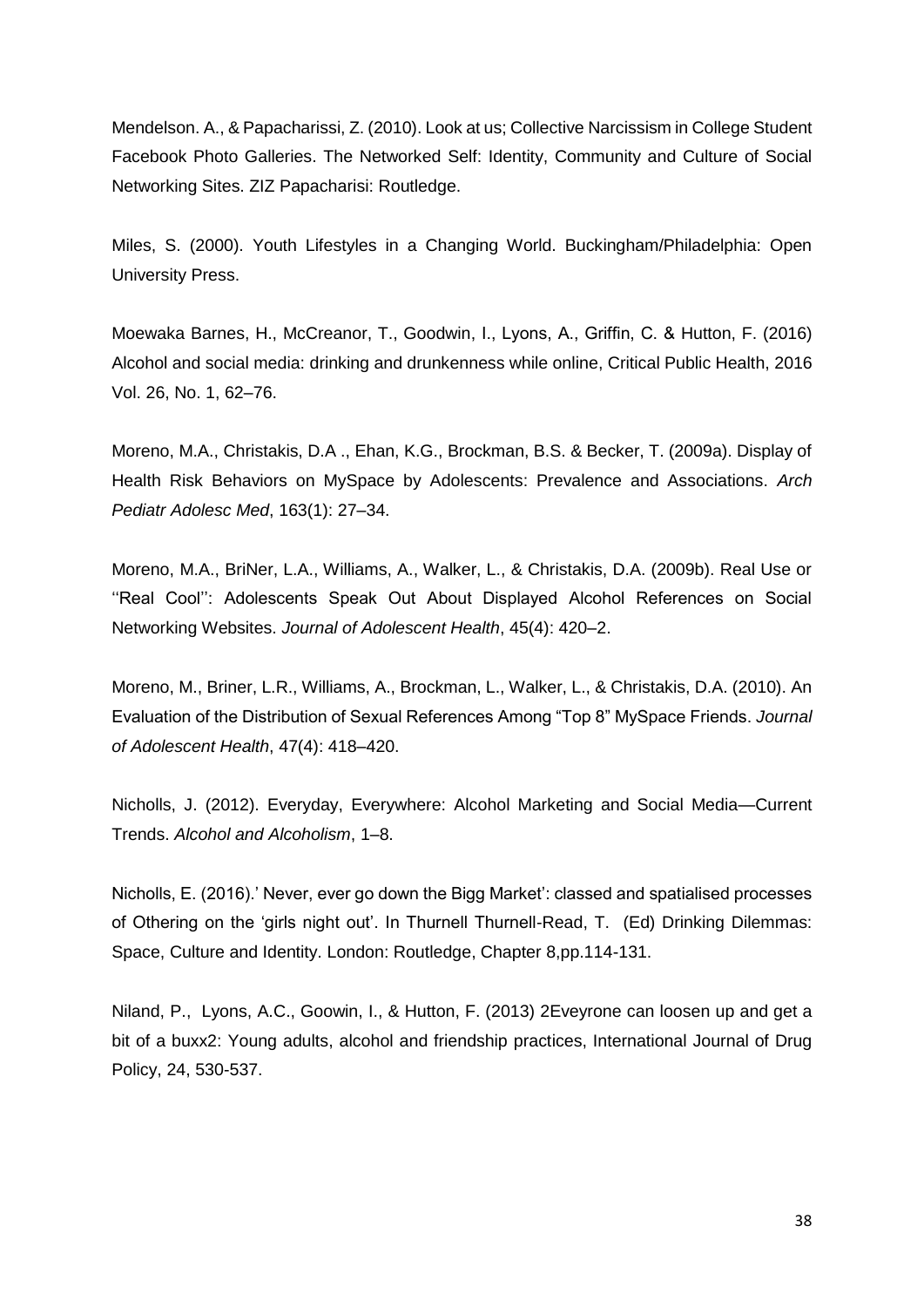Mendelson. A., & Papacharissi, Z. (2010). Look at us; Collective Narcissism in College Student Facebook Photo Galleries. The Networked Self: Identity, Community and Culture of Social Networking Sites. ZIZ Papacharisi: Routledge.

Miles, S. (2000). Youth Lifestyles in a Changing World. Buckingham/Philadelphia: Open University Press.

Moewaka Barnes, H., McCreanor, T., Goodwin, I., Lyons, A., Griffin, C. & Hutton, F. (2016) Alcohol and social media: drinking and drunkenness while online, Critical Public Health, 2016 Vol. 26, No. 1, 62–76.

Moreno, M.A., Christakis, D.A ., Ehan, K.G., Brockman, B.S. & Becker, T. (2009a). Display of Health Risk Behaviors on MySpace by Adolescents: Prevalence and Associations. *Arch Pediatr Adolesc Med*, 163(1): 27–34.

Moreno, M.A., BriNer, L.A., Williams, A., Walker, L., & Christakis, D.A. (2009b). Real Use or ''Real Cool'': Adolescents Speak Out About Displayed Alcohol References on Social Networking Websites. *Journal of Adolescent Health*, 45(4): 420–2.

Moreno, M., Briner, L.R., Williams, A., Brockman, L., Walker, L., & Christakis, D.A. (2010). An Evaluation of the Distribution of Sexual References Among "Top 8" MySpace Friends. *Journal of Adolescent Health*, 47(4): 418–420.

Nicholls, J. (2012). Everyday, Everywhere: Alcohol Marketing and Social Media—Current Trends. *Alcohol and Alcoholism*, 1–8.

Nicholls, E. (2016).' Never, ever go down the Bigg Market': classed and spatialised processes of Othering on the 'girls night out'. In Thurnell Thurnell-Read, T. (Ed) Drinking Dilemmas: Space, Culture and Identity. London: Routledge, Chapter 8,pp.114-131.

Niland, P., Lyons, A.C., Goowin, I., & Hutton, F. (2013) 2Eveyrone can loosen up and get a bit of a buxx2: Young adults, alcohol and friendship practices, International Journal of Drug Policy, 24, 530-537.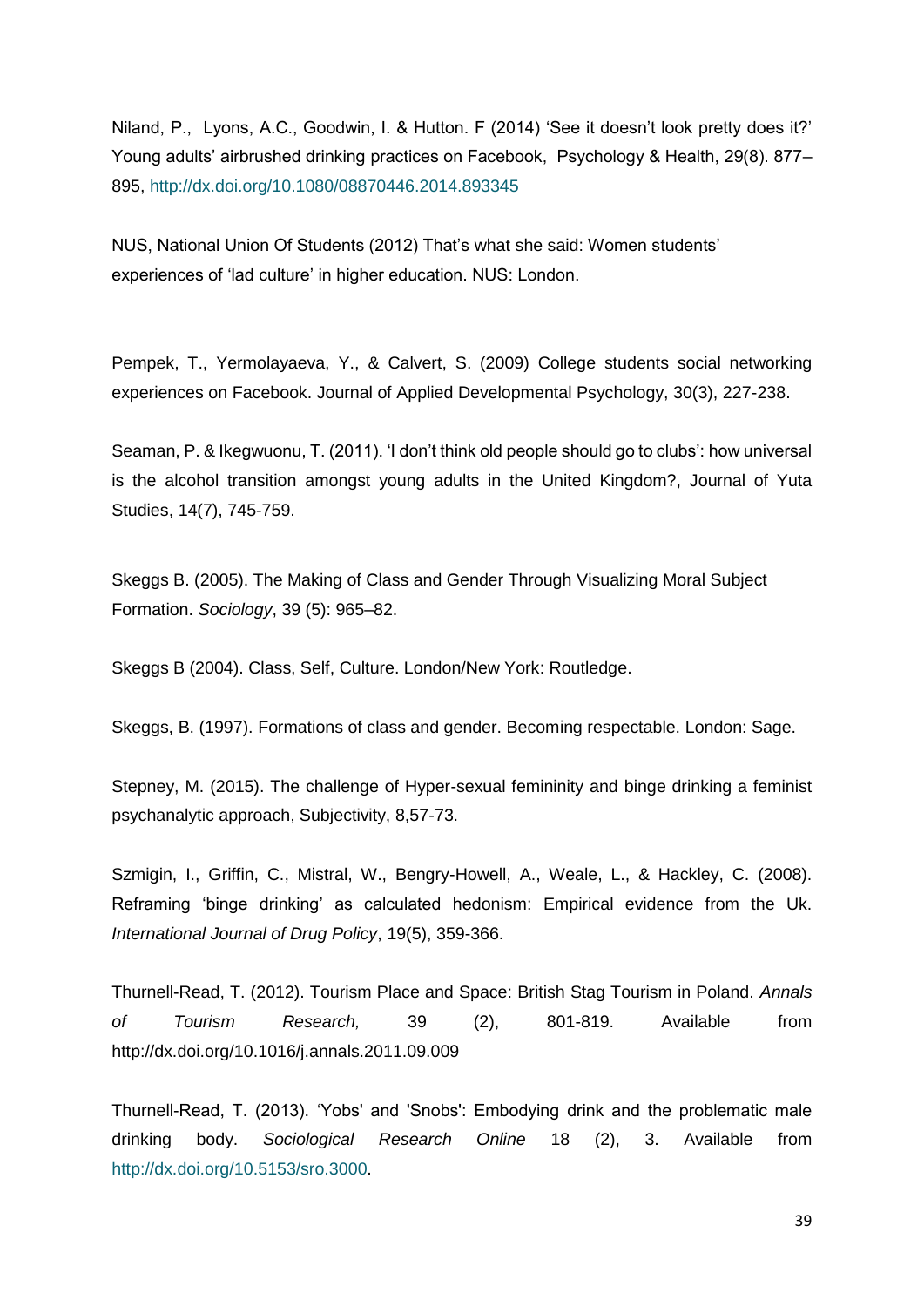Niland, P., Lyons, A.C., Goodwin, I. & Hutton. F (2014) 'See it doesn't look pretty does it?' Young adults' airbrushed drinking practices on Facebook, Psychology & Health, 29(8). 877–895, http://dx.doi.org/10.1080/08870446.2014.893345

NUS, National Union Of Students (2012) That's what she said: Women students' experiences of 'lad culture' in higher education. NUS: London.

Pempek, T., Yermolayaeva, Y., & Calvert, S. (2009) College students social networking experiences on Facebook. Journal of Applied Developmental Psychology, 30(3), 227-238.

Seaman, P. & Ikegwuonu, T. (2011). 'I don't think old people should go to clubs': how universal is the alcohol transition amongst young adults in the United Kingdom?, Journal of Yuta Studies, 14(7), 745-759.

Skeggs B. (2005). The Making of Class and Gender Through Visualizing Moral Subject Formation. *Sociology*, 39 (5): 965–82.

Skeggs B (2004). Class, Self, Culture. London/New York: Routledge.

Skeggs, B. (1997). Formations of class and gender. Becoming respectable. London: Sage.

Stepney, M. (2015). The challenge of Hyper-sexual femininity and binge drinking a feminist psychanalytic approach, Subjectivity, 8,57-73.

Szmigin, I., Griffin, C., Mistral, W., Bengry-Howell, A., Weale, L., & Hackley, C. (2008). Reframing 'binge drinking' as calculated hedonism: Empirical evidence from the Uk. *International Journal of Drug Policy*, 19(5), 359-366.

Thurnell-Read, T. (2012). Tourism Place and Space: British Stag Tourism in Poland. *Annals of Tourism Research,* 39 (2), 801-819. Available from http://dx.doi.org/10.1016/j.annals.2011.09.009

Thurnell-Read, T. (2013). 'Yobs' and 'Snobs': Embodying drink and the problematic male drinking body. *Sociological Research Online* 18 (2), 3. Available from http://dx.doi.org/10.5153/sro.3000.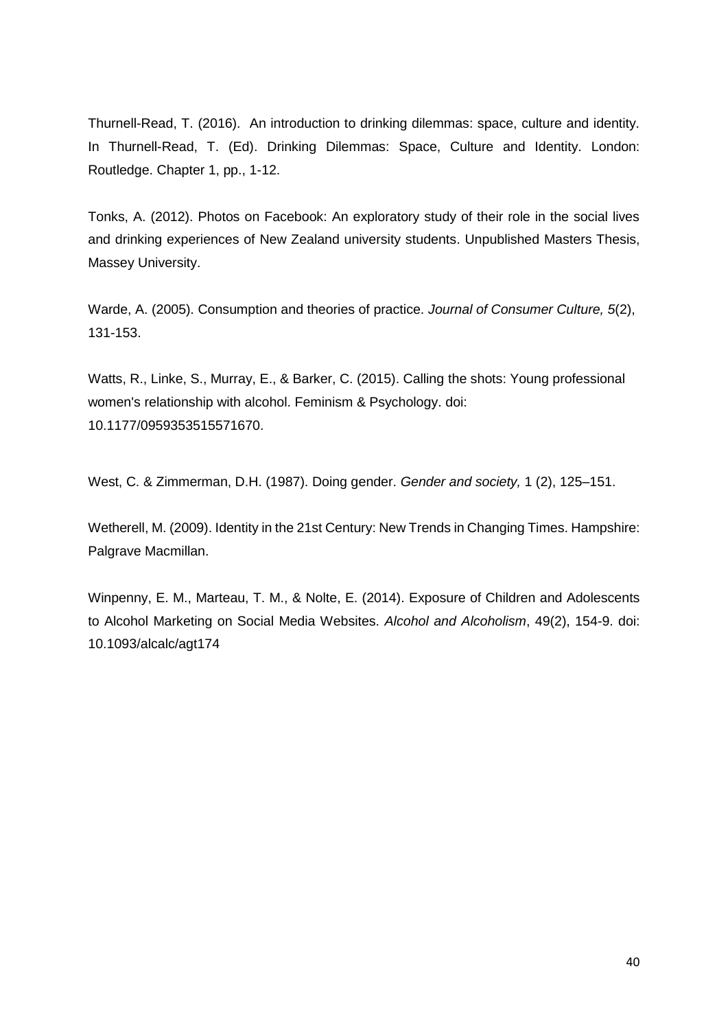Thurnell-Read, T. (2016). An introduction to drinking dilemmas: space, culture and identity. In Thurnell-Read, T. (Ed). Drinking Dilemmas: Space, Culture and Identity. London: Routledge. Chapter 1, pp., 1-12.

Tonks, A. (2012). Photos on Facebook: An exploratory study of their role in the social lives and drinking experiences of New Zealand university students. Unpublished Masters Thesis, Massey University.

Warde, A. (2005). Consumption and theories of practice. *Journal of Consumer Culture, 5*(2), 131-153.

Watts, R., Linke, S., Murray, E., & Barker, C. (2015). Calling the shots: Young professional women's relationship with alcohol. Feminism & Psychology. doi: 10.1177/0959353515571670.

West, C. & Zimmerman, D.H. (1987). Doing gender. *Gender and society,* 1 (2), 125–151.

Wetherell, M. (2009). Identity in the 21st Century: New Trends in Changing Times. Hampshire: Palgrave Macmillan.

Winpenny, E. M., Marteau, T. M., & Nolte, E. (2014). Exposure of Children and Adolescents to Alcohol Marketing on Social Media Websites. *Alcohol and Alcoholism*, 49(2), 154-9. doi: 10.1093/alcalc/agt174